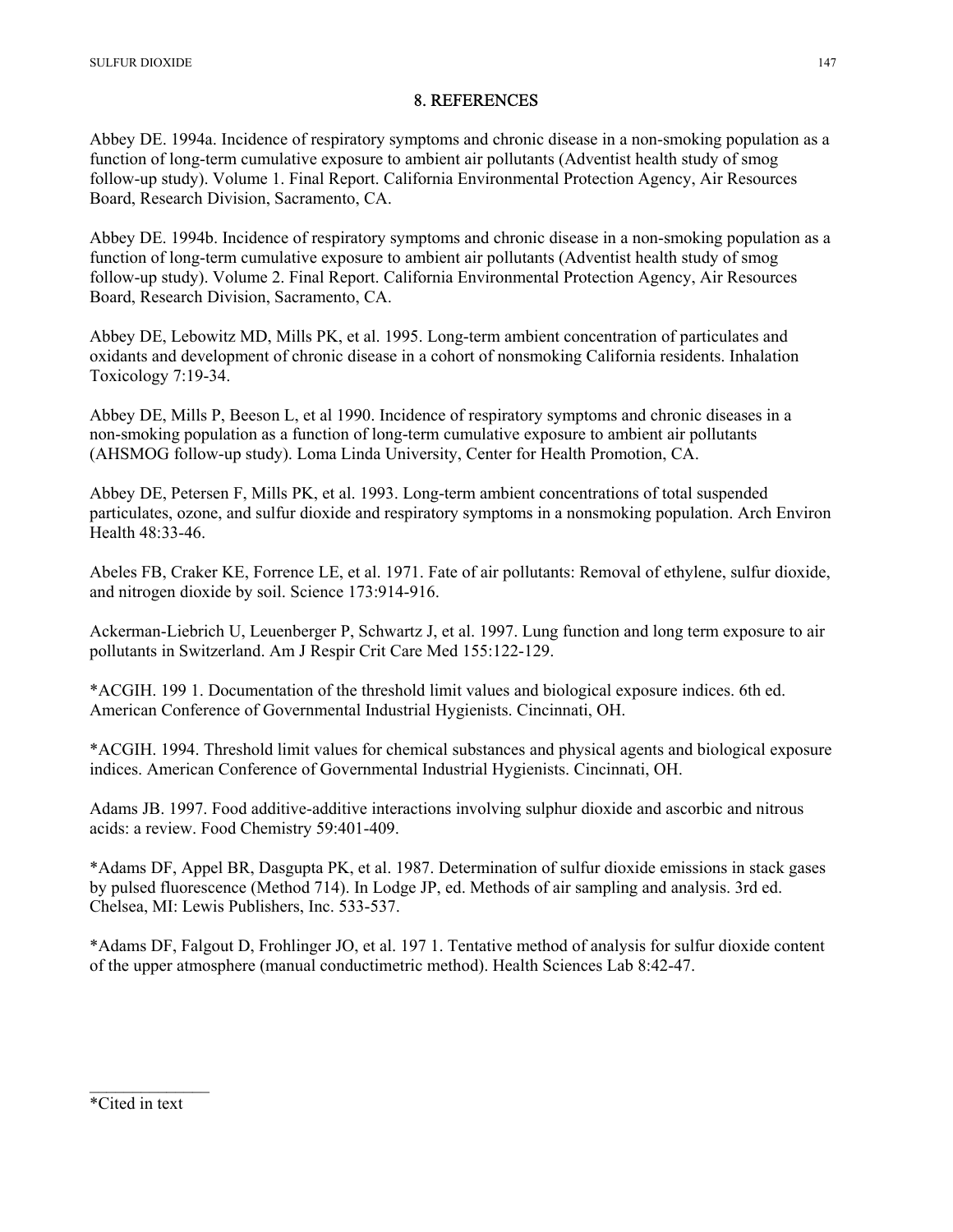# 8. REFERENCES

Abbey DE. 1994a. Incidence of respiratory symptoms and chronic disease in a non-smoking population as a function of long-term cumulative exposure to ambient air pollutants (Adventist health study of smog follow-up study). Volume 1. Final Report. California Environmental Protection Agency, Air Resources Board, Research Division, Sacramento, CA.

Abbey DE. 1994b. Incidence of respiratory symptoms and chronic disease in a non-smoking population as a function of long-term cumulative exposure to ambient air pollutants (Adventist health study of smog follow-up study). Volume 2. Final Report. California Environmental Protection Agency, Air Resources Board, Research Division, Sacramento, CA.

Abbey DE, Lebowitz MD, Mills PK, et al. 1995. Long-term ambient concentration of particulates and oxidants and development of chronic disease in a cohort of nonsmoking California residents. Inhalation Toxicology 7:19-34.

Abbey DE, Mills P, Beeson L, et al 1990. Incidence of respiratory symptoms and chronic diseases in a non-smoking population as a function of long-term cumulative exposure to ambient air pollutants (AHSMOG follow-up study). Loma Linda University, Center for Health Promotion, CA.

Abbey DE, Petersen F, Mills PK, et al. 1993. Long-term ambient concentrations of total suspended particulates, ozone, and sulfur dioxide and respiratory symptoms in a nonsmoking population. Arch Environ Health 48:33-46.

Abeles FB, Craker KE, Forrence LE, et al. 1971. Fate of air pollutants: Removal of ethylene, sulfur dioxide, and nitrogen dioxide by soil. Science 173:914-916.

Ackerman-Liebrich U, Leuenberger P, Schwartz J, et al. 1997. Lung function and long term exposure to air pollutants in Switzerland. Am J Respir Crit Care Med 155:122-129.

*ACGIH. 199 1. Documentation of the threshold limit values and biological exposure indices. 6th ed. American Conference of Governmental Industrial Hygienists. Cincinnati, OH.

*ACGIH. 1994. Threshold limit values for chemical substances and physical agents and biological exposure indices. American Conference of Governmental Industrial Hygienists. Cincinnati, OH.

Adams JB. 1997. Food additive-additive interactions involving sulphur dioxide and ascorbic and nitrous acids: a review. Food Chemistry 59:401-409.

*Adams DF, Appel BR, Dasgupta PK, et al. 1987. Determination of sulfur dioxide emissions in stack gases by pulsed fluorescence (Method 714). In Lodge JP, ed. Methods of air sampling and analysis. 3rd ed. Chelsea, MI: Lewis Publishers, Inc. 533-537.

*Adams DF, Falgout D, Frohlinger JO, et al. 197 1. Tentative method of analysis for sulfur dioxide content of the upper atmosphere (manual conductimetric method). Health Sciences Lab 8:42-47.

*Cited in text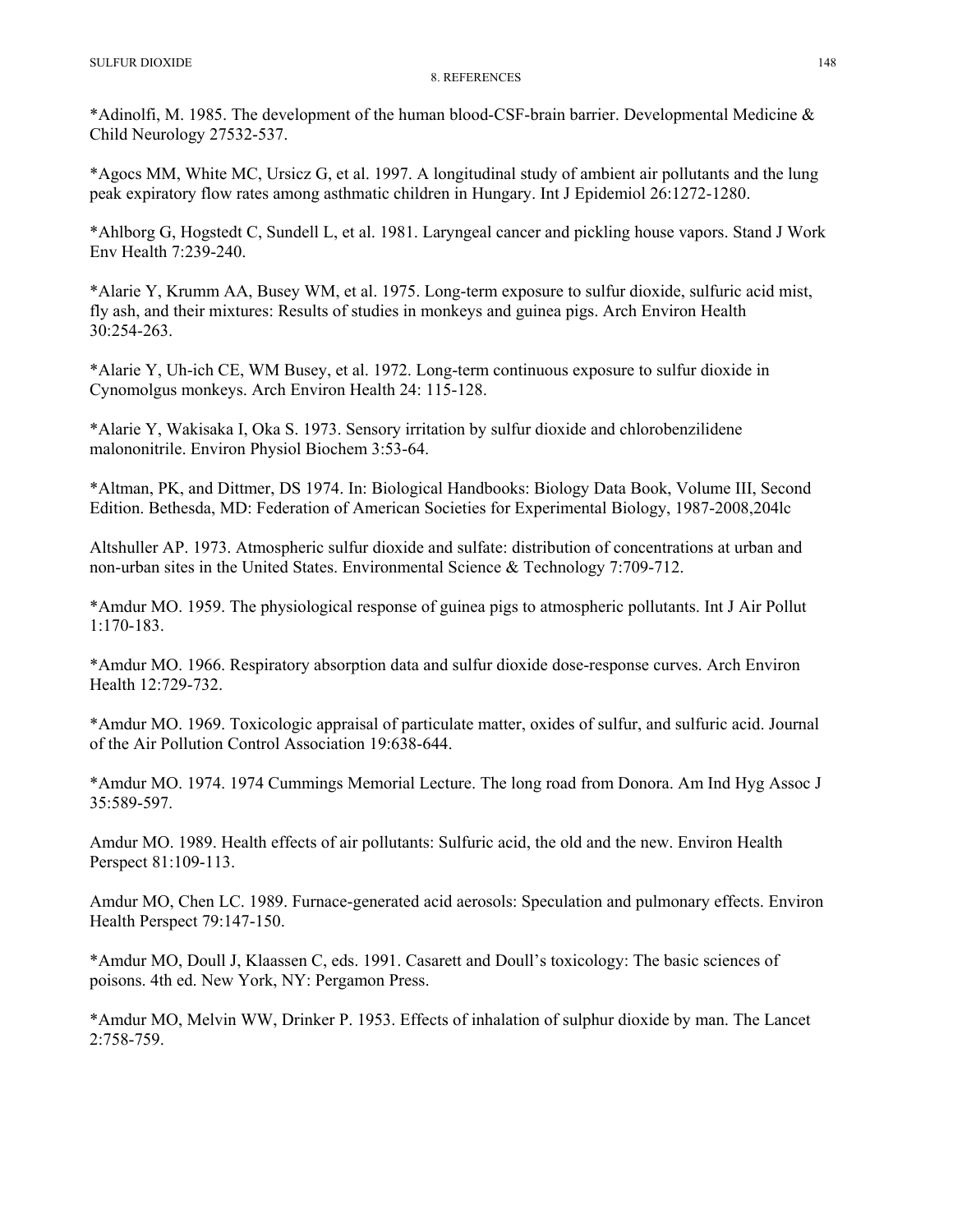# 8. REFERENCES

*Adinolfi, M. 1985. The development of the human blood-CSF-brain barrier. Developmental Medicine & Child Neurology 27532-537.

*Agocs MM, White MC, Ursicz G, et al. 1997. A longitudinal study of ambient air pollutants and the lung peak expiratory flow rates among asthmatic children in Hungary. Int J Epidemiol 26:1272-1280.

*Ahlborg G, Hogstedt C, Sundell L, et al. 1981. Laryngeal cancer and pickling house vapors. Stand J Work Env Health 7:239-240.

*Alarie Y, Krumm AA, Busey WM, et al. 1975. Long-term exposure to sulfur dioxide, sulfuric acid mist, fly ash, and their mixtures: Results of studies in monkeys and guinea pigs. Arch Environ Health 30:254-263.

*Alarie Y, Uh-ich CE, WM Busey, et al. 1972. Long-term continuous exposure to sulfur dioxide in Cynomolgus monkeys. Arch Environ Health 24: 115-128.

*Alarie Y, Wakisaka I, Oka S. 1973. Sensory irritation by sulfur dioxide and chlorobenzilidene malononitrile. Environ Physiol Biochem 3:53-64.

*Altman, PK, and Dittmer, DS 1974. In: Biological Handbooks: Biology Data Book, Volume III, Second Edition. Bethesda, MD: Federation of American Societies for Experimental Biology, 1987-2008,204lc

Altshuller AP. 1973. Atmospheric sulfur dioxide and sulfate: distribution of concentrations at urban and non-urban sites in the United States. Environmental Science & Technology 7:709-712.

*Amdur MO. 1959. The physiological response of guinea pigs to atmospheric pollutants. Int J Air Pollut 1:170-183.

*Amdur MO. 1966. Respiratory absorption data and sulfur dioxide dose-response curves. Arch Environ Health 12:729-732.

*Amdur MO. 1969. Toxicologic appraisal of particulate matter, oxides of sulfur, and sulfuric acid. Journal of the Air Pollution Control Association 19:638-644.

*Amdur MO. 1974. 1974 Cummings Memorial Lecture. The long road from Donora. Am Ind Hyg Assoc J 35:589-597.

Amdur MO. 1989. Health effects of air pollutants: Sulfuric acid, the old and the new. Environ Health Perspect 81:109-113.

Amdur MO, Chen LC. 1989. Furnace-generated acid aerosols: Speculation and pulmonary effects. Environ Health Perspect 79:147-150.

*Amdur MO, Doull J, Klaassen C, eds. 1991. Casarett and Doull's toxicology: The basic sciences of poisons. 4th ed. New York, NY: Pergamon Press.

*Amdur MO, Melvin WW, Drinker P. 1953. Effects of inhalation of sulphur dioxide by man. The Lancet 2:758-759.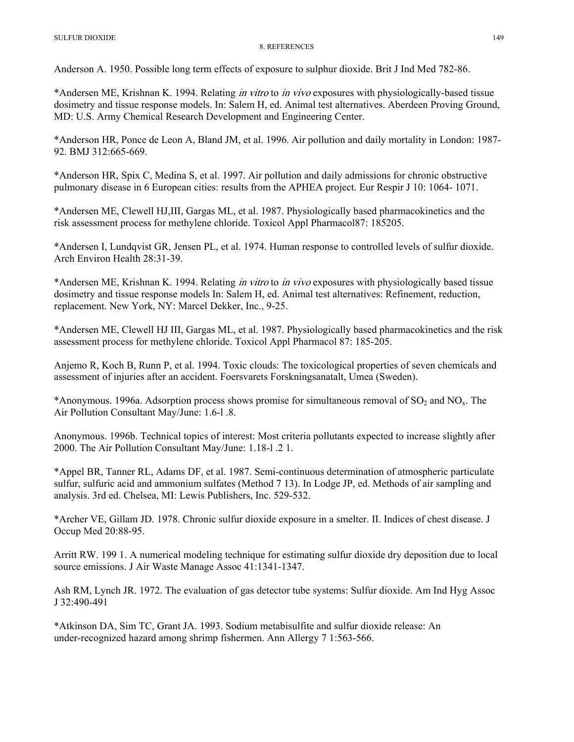Anderson A. 1950. Possible long term effects of exposure to sulphur dioxide. Brit J Ind Med 782-86.

*Andersen ME, Krishnan K. 1994. Relating *in vitro* to *in vivo* exposures with physiologically-based tissue dosimetry and tissue response models. In: Salem H, ed. Animal test alternatives. Aberdeen Proving Ground, MD: U.S. Army Chemical Research Development and Engineering Center.

*Anderson HR, Ponce de Leon A, Bland JM, et al. 1996. Air pollution and daily mortality in London: 1987-92. BMJ 312:665-669.

*Anderson HR, Spix C, Medina S, et al. 1997. Air pollution and daily admissions for chronic obstructive pulmonary disease in 6 European cities: results from the APHEA project. Eur Respir J 10: 1064- 1071.

*Andersen ME, Clewell HJ,III, Gargas ML, et al. 1987. Physiologically based pharmacokinetics and the risk assessment process for methylene chloride. Toxicol Appl Pharmacol87: 185205.

*Andersen I, Lundqvist GR, Jensen PL, et al. 1974. Human response to controlled levels of sulfur dioxide. Arch Environ Health 28:31-39.

*Andersen ME, Krishnan K. 1994. Relating *in vitro* to *in vivo* exposures with physiologically based tissue dosimetry and tissue response models In: Salem H, ed. Animal test alternatives: Refinement, reduction, replacement. New York, NY: Marcel Dekker, Inc., 9-25.

*Andersen ME, Clewell HJ III, Gargas ML, et al. 1987. Physiologically based pharmacokinetics and the risk assessment process for methylene chloride. Toxicol Appl Pharmacol 87: 185-205.

Anjemo R, Koch B, Runn P, et al. 1994. Toxic clouds: The toxicological properties of seven chemicals and assessment of injuries after an accident. Foersvarets Forskningsanatalt, Umea (Sweden).

*Anonymous. 1996a. Adsorption process shows promise for simultaneous removal of $SO_2$ and $NO_x$. The Air Pollution Consultant May/June: 1.6-l .8.

Anonymous. 1996b. Technical topics of interest: Most criteria pollutants expected to increase slightly after 2000. The Air Pollution Consultant May/June: 1.18-l .2 1.

*Appel BR, Tanner RL, Adams DF, et al. 1987. Semi-continuous determination of atmospheric particulate sulfur, sulfuric acid and ammonium sulfates (Method 7 13). In Lodge JP, ed. Methods of air sampling and analysis. 3rd ed. Chelsea, MI: Lewis Publishers, Inc. 529-532.

*Archer VE, Gillam JD. 1978. Chronic sulfur dioxide exposure in a smelter. II. Indices of chest disease. J Occup Med 20:88-95.

Arritt RW. 199 1. A numerical modeling technique for estimating sulfur dioxide dry deposition due to local source emissions. J Air Waste Manage Assoc 41:1341-1347.

Ash RM, Lynch JR. 1972. The evaluation of gas detector tube systems: Sulfur dioxide. Am Ind Hyg Assoc J 32:490-491

*Atkinson DA, Sim TC, Grant JA. 1993. Sodium metabisulfite and sulfur dioxide release: An under-recognized hazard among shrimp fishermen. Ann Allergy 7 1:563-566.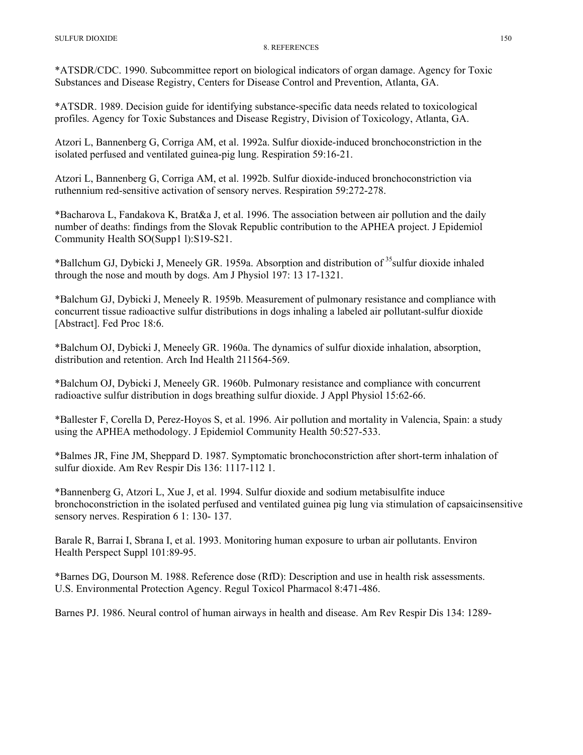*ATSDR/CDC. 1990. Subcommittee report on biological indicators of organ damage. Agency for Toxic Substances and Disease Registry, Centers for Disease Control and Prevention, Atlanta, GA.

*ATSDR. 1989. Decision guide for identifying substance-specific data needs related to toxicological profiles. Agency for Toxic Substances and Disease Registry, Division of Toxicology, Atlanta, GA.

Atzori L, Bannenberg G, Corriga AM, et al. 1992a. Sulfur dioxide-induced bronchoconstriction in the isolated perfused and ventilated guinea-pig lung. Respiration 59:16-21.

Atzori L, Bannenberg G, Corriga AM, et al. 1992b. Sulfur dioxide-induced bronchoconstriction via ruthennium red-sensitive activation of sensory nerves. Respiration 59:272-278.

*Bacharova L, Fandakova K, Brat&a J, et al. 1996. The association between air pollution and the daily number of deaths: findings from the Slovak Republic contribution to the APHEA project. J Epidemiol Community Health SO(Supp1 l):S19-S21.

*Ballchum GJ, Dybicki J, Meneely GR. 1959a. Absorption and distribution of $^{35}$sulfur dioxide inhaled through the nose and mouth by dogs. Am J Physiol 197: 13 17-1321.

*Balchum GJ, Dybicki J, Meneely R. 1959b. Measurement of pulmonary resistance and compliance with concurrent tissue radioactive sulfur distributions in dogs inhaling a labeled air pollutant-sulfur dioxide [Abstract]. Fed Proc 18:6.

*Balchum OJ, Dybicki J, Meneely GR. 1960a. The dynamics of sulfur dioxide inhalation, absorption, distribution and retention. Arch Ind Health 211564-569.

*Balchum OJ, Dybicki J, Meneely GR. 1960b. Pulmonary resistance and compliance with concurrent radioactive sulfur distribution in dogs breathing sulfur dioxide. J Appl Physiol 15:62-66.

*Ballester F, Corella D, Perez-Hoyos S, et al. 1996. Air pollution and mortality in Valencia, Spain: a study using the APHEA methodology. J Epidemiol Community Health 50:527-533.

*Balmes JR, Fine JM, Sheppard D. 1987. Symptomatic bronchoconstriction after short-term inhalation of sulfur dioxide. Am Rev Respir Dis 136: 1117-112 1.

*Bannenberg G, Atzori L, Xue J, et al. 1994. Sulfur dioxide and sodium metabisulfite induce bronchoconstriction in the isolated perfused and ventilated guinea pig lung via stimulation of capsaicinsensitive sensory nerves. Respiration 6 1: 130- 137.

Barale R, Barrai I, Sbrana I, et al. 1993. Monitoring human exposure to urban air pollutants. Environ Health Perspect Suppl 101:89-95.

*Barnes DG, Dourson M. 1988. Reference dose (RfD): Description and use in health risk assessments. U.S. Environmental Protection Agency. Regul Toxicol Pharmacol 8:471-486.

Barnes PJ. 1986. Neural control of human airways in health and disease. Am Rev Respir Dis 134: 1289-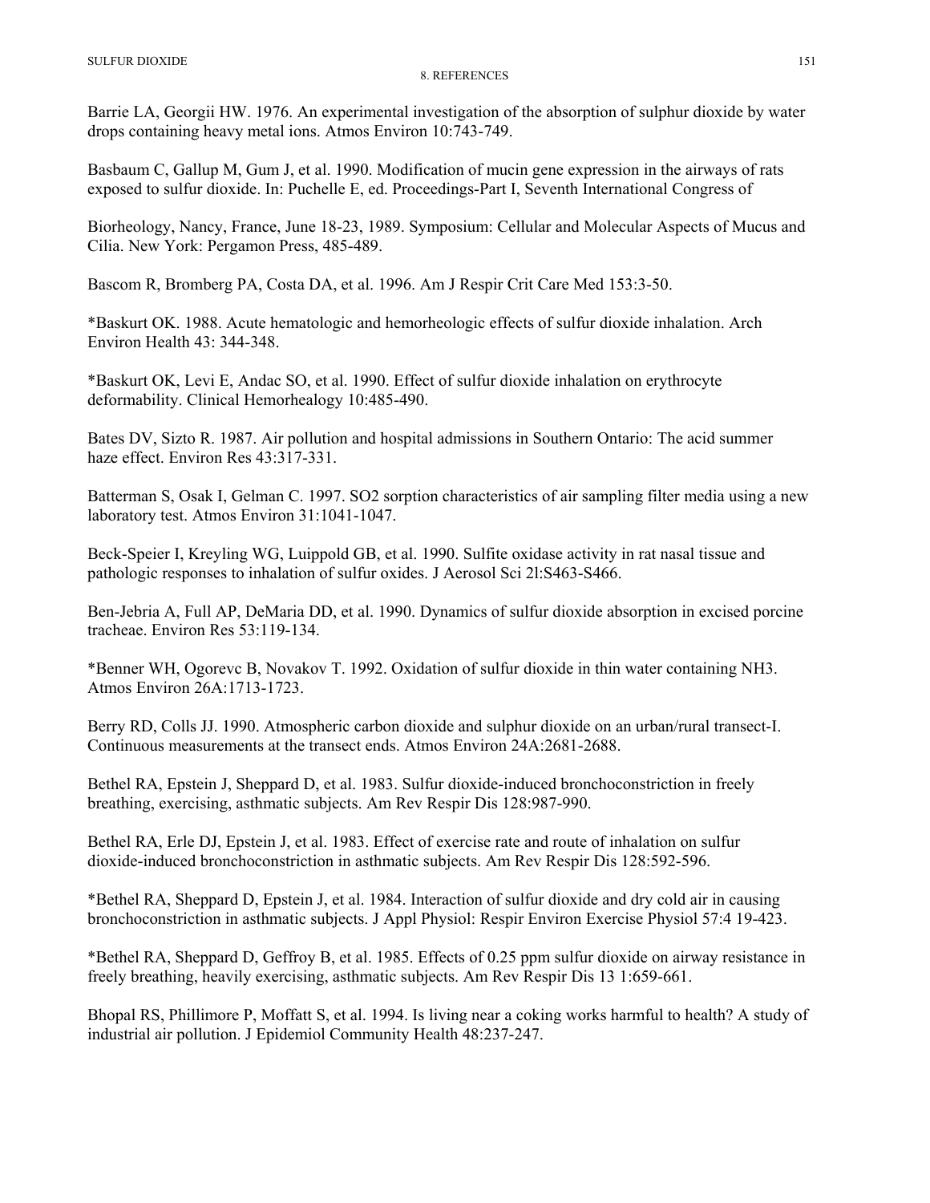Barrie LA, Georgii HW. 1976. An experimental investigation of the absorption of sulphur dioxide by water drops containing heavy metal ions. Atmos Environ 10:743-749.

Basbaum C, Gallup M, Gum J, et al. 1990. Modification of mucin gene expression in the airways of rats exposed to sulfur dioxide. In: Puchelle E, ed. Proceedings-Part I, Seventh International Congress of

Biorheology, Nancy, France, June 18-23, 1989. Symposium: Cellular and Molecular Aspects of Mucus and Cilia. New York: Pergamon Press, 485-489.

Bascom R, Bromberg PA, Costa DA, et al. 1996. Am J Respir Crit Care Med 153:3-50.

*Baskurt OK. 1988. Acute hematologic and hemorheologic effects of sulfur dioxide inhalation. Arch Environ Health 43: 344-348.

*Baskurt OK, Levi E, Andac SO, et al. 1990. Effect of sulfur dioxide inhalation on erythrocyte deformability. Clinical Hemorhealogy 10:485-490.

Bates DV, Sizto R. 1987. Air pollution and hospital admissions in Southern Ontario: The acid summer haze effect. Environ Res 43:317-331.

Batterman S, Osak I, Gelman C. 1997. SO2 sorption characteristics of air sampling filter media using a new laboratory test. Atmos Environ 31:1041-1047.

Beck-Speier I, Kreyling WG, Luippold GB, et al. 1990. Sulfite oxidase activity in rat nasal tissue and pathologic responses to inhalation of sulfur oxides. J Aerosol Sci 2l:S463-S466.

Ben-Jebria A, Full AP, DeMaria DD, et al. 1990. Dynamics of sulfur dioxide absorption in excised porcine tracheae. Environ Res 53:119-134.

*Benner WH, Ogorevc B, Novakov T. 1992. Oxidation of sulfur dioxide in thin water containing NH3. Atmos Environ 26A:1713-1723.

Berry RD, Colls JJ. 1990. Atmospheric carbon dioxide and sulphur dioxide on an urban/rural transect-I. Continuous measurements at the transect ends. Atmos Environ 24A:2681-2688.

Bethel RA, Epstein J, Sheppard D, et al. 1983. Sulfur dioxide-induced bronchoconstriction in freely breathing, exercising, asthmatic subjects. Am Rev Respir Dis 128:987-990.

Bethel RA, Erle DJ, Epstein J, et al. 1983. Effect of exercise rate and route of inhalation on sulfur dioxide-induced bronchoconstriction in asthmatic subjects. Am Rev Respir Dis 128:592-596.

*Bethel RA, Sheppard D, Epstein J, et al. 1984. Interaction of sulfur dioxide and dry cold air in causing bronchoconstriction in asthmatic subjects. J Appl Physiol: Respir Environ Exercise Physiol 57:4 19-423.

*Bethel RA, Sheppard D, Geffroy B, et al. 1985. Effects of 0.25 ppm sulfur dioxide on airway resistance in freely breathing, heavily exercising, asthmatic subjects. Am Rev Respir Dis 13 1:659-661.

Bhopal RS, Phillimore P, Moffatt S, et al. 1994. Is living near a coking works harmful to health? A study of industrial air pollution. J Epidemiol Community Health 48:237-247.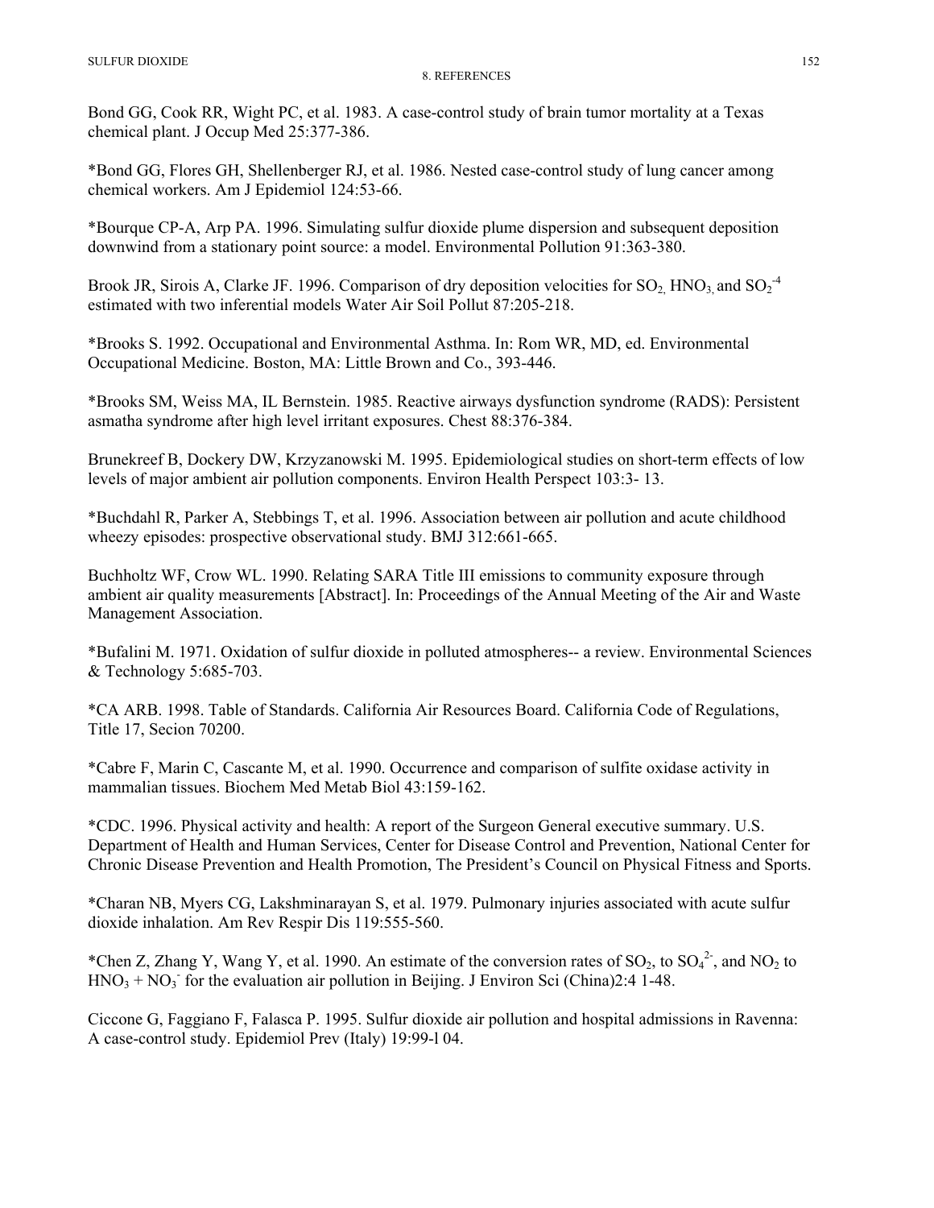Bond GG, Cook RR, Wight PC, et al. 1983. A case-control study of brain tumor mortality at a Texas chemical plant. J Occup Med 25:377-386.

*Bond GG, Flores GH, Shellenberger RJ, et al. 1986. Nested case-control study of lung cancer among chemical workers. Am J Epidemiol 124:53-66.

*Bourque CP-A, Arp PA. 1996. Simulating sulfur dioxide plume dispersion and subsequent deposition downwind from a stationary point source: a model. Environmental Pollution 91:363-380.

Brook JR, Sirois A, Clarke JF. 1996. Comparison of dry deposition velocities for $SO_2$, $HNO_3$, and $SO_2^{-4}$ estimated with two inferential models Water Air Soil Pollut 87:205-218.

*Brooks S. 1992. Occupational and Environmental Asthma. In: Rom WR, MD, ed. Environmental Occupational Medicine. Boston, MA: Little Brown and Co., 393-446.

*Brooks SM, Weiss MA, IL Bernstein. 1985. Reactive airways dysfunction syndrome (RADS): Persistent asmatha syndrome after high level irritant exposures. Chest 88:376-384.

Brunekreef B, Dockery DW, Krzyzanowski M. 1995. Epidemiological studies on short-term effects of low levels of major ambient air pollution components. Environ Health Perspect 103:3- 13.

*Buchdahl R, Parker A, Stebbings T, et al. 1996. Association between air pollution and acute childhood wheezy episodes: prospective observational study. BMJ 312:661-665.

Buchholtz WF, Crow WL. 1990. Relating SARA Title III emissions to community exposure through ambient air quality measurements [Abstract]. In: Proceedings of the Annual Meeting of the Air and Waste Management Association.

*Bufalini M. 1971. Oxidation of sulfur dioxide in polluted atmospheres-- a review. Environmental Sciences & Technology 5:685-703.

*CA ARB. 1998. Table of Standards. California Air Resources Board. California Code of Regulations, Title 17, Secion 70200.

*Cabre F, Marin C, Cascante M, et al. 1990. Occurrence and comparison of sulfite oxidase activity in mammalian tissues. Biochem Med Metab Biol 43:159-162.

*CDC. 1996. Physical activity and health: A report of the Surgeon General executive summary. U.S. Department of Health and Human Services, Center for Disease Control and Prevention, National Center for Chronic Disease Prevention and Health Promotion, The President's Council on Physical Fitness and Sports.

*Charan NB, Myers CG, Lakshminarayan S, et al. 1979. Pulmonary injuries associated with acute sulfur dioxide inhalation. Am Rev Respir Dis 119:555-560.

*Chen Z, Zhang Y, Wang Y, et al. 1990. An estimate of the conversion rates of $SO_2$, to $SO_4^{2-}$, and $NO_2$ to $HNO_3 + NO_3^-$ for the evaluation air pollution in Beijing. J Environ Sci (China)2:4 1-48.

Ciccone G, Faggiano F, Falasca P. 1995. Sulfur dioxide air pollution and hospital admissions in Ravenna: A case-control study. Epidemiol Prev (Italy) 19:99-l 04.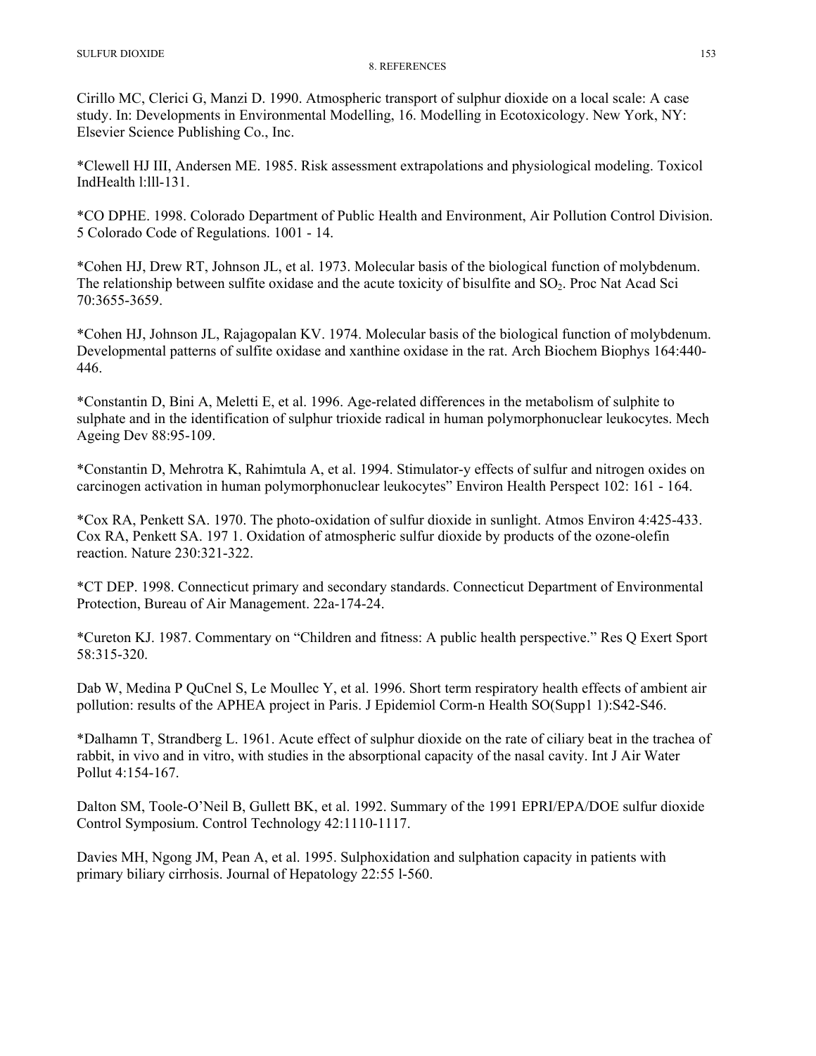Cirillo MC, Clerici G, Manzi D. 1990. Atmospheric transport of sulphur dioxide on a local scale: A case study. In: Developments in Environmental Modelling, 16. Modelling in Ecotoxicology. New York, NY: Elsevier Science Publishing Co., Inc.

*Clewell HJ III, Andersen ME. 1985. Risk assessment extrapolations and physiological modeling. Toxicol IndHealth l:lll-131.

*CO DPHE. 1998. Colorado Department of Public Health and Environment, Air Pollution Control Division. 5 Colorado Code of Regulations. 1001 - 14.

*Cohen HJ, Drew RT, Johnson JL, et al. 1973. Molecular basis of the biological function of molybdenum. The relationship between sulfite oxidase and the acute toxicity of bisulfite and $SO_2$. Proc Nat Acad Sci 70:3655-3659.

*Cohen HJ, Johnson JL, Rajagopalan KV. 1974. Molecular basis of the biological function of molybdenum. Developmental patterns of sulfite oxidase and xanthine oxidase in the rat. Arch Biochem Biophys 164:440-446.

*Constantin D, Bini A, Meletti E, et al. 1996. Age-related differences in the metabolism of sulphite to sulphate and in the identification of sulphur trioxide radical in human polymorphonuclear leukocytes. Mech Ageing Dev 88:95-109.

*Constantin D, Mehrotra K, Rahimtula A, et al. 1994. Stimulator-y effects of sulfur and nitrogen oxides on carcinogen activation in human polymorphonuclear leukocytes" Environ Health Perspect 102: 161 - 164.

*Cox RA, Penkett SA. 1970. The photo-oxidation of sulfur dioxide in sunlight. Atmos Environ 4:425-433. Cox RA, Penkett SA. 197 1. Oxidation of atmospheric sulfur dioxide by products of the ozone-olefin reaction. Nature 230:321-322.

*CT DEP. 1998. Connecticut primary and secondary standards. Connecticut Department of Environmental Protection, Bureau of Air Management. 22a-174-24.

*Cureton KJ. 1987. Commentary on "Children and fitness: A public health perspective." Res Q Exert Sport 58:315-320.

Dab W, Medina P QuCnel S, Le Moullec Y, et al. 1996. Short term respiratory health effects of ambient air pollution: results of the APHEA project in Paris. J Epidemiol Corm-n Health SO(Supp1 1):S42-S46.

*Dalhamn T, Strandberg L. 1961. Acute effect of sulphur dioxide on the rate of ciliary beat in the trachea of rabbit, in vivo and in vitro, with studies in the absorptional capacity of the nasal cavity. Int J Air Water Pollut 4:154-167.

Dalton SM, Toole-O'Neil B, Gullett BK, et al. 1992. Summary of the 1991 EPRI/EPA/DOE sulfur dioxide Control Symposium. Control Technology 42:1110-1117.

Davies MH, Ngong JM, Pean A, et al. 1995. Sulphoxidation and sulphation capacity in patients with primary biliary cirrhosis. Journal of Hepatology 22:55 l-560.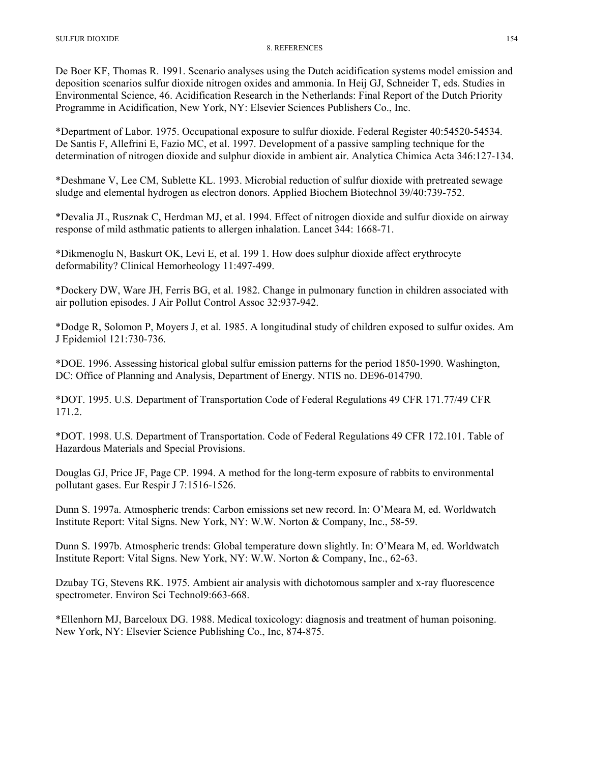De Boer KF, Thomas R. 1991. Scenario analyses using the Dutch acidification systems model emission and deposition scenarios sulfur dioxide nitrogen oxides and ammonia. In Heij GJ, Schneider T, eds. Studies in Environmental Science, 46. Acidification Research in the Netherlands: Final Report of the Dutch Priority Programme in Acidification, New York, NY: Elsevier Sciences Publishers Co., Inc.

*Department of Labor. 1975. Occupational exposure to sulfur dioxide. Federal Register 40:54520-54534.
De Santis F, Allefrini E, Fazio MC, et al. 1997. Development of a passive sampling technique for the determination of nitrogen dioxide and sulphur dioxide in ambient air. Analytica Chimica Acta 346:127-134.

*Deshmane V, Lee CM, Sublette KL. 1993. Microbial reduction of sulfur dioxide with pretreated sewage sludge and elemental hydrogen as electron donors. Applied Biochem Biotechnol 39/40:739-752.

*Devalia JL, Rusznak C, Herdman MJ, et al. 1994. Effect of nitrogen dioxide and sulfur dioxide on airway response of mild asthmatic patients to allergen inhalation. Lancet 344: 1668-71.

*Dikmenoglu N, Baskurt OK, Levi E, et al. 199 1. How does sulphur dioxide affect erythrocyte deformability? Clinical Hemorheology 11:497-499.

*Dockery DW, Ware JH, Ferris BG, et al. 1982. Change in pulmonary function in children associated with air pollution episodes. J Air Pollut Control Assoc 32:937-942.

*Dodge R, Solomon P, Moyers J, et al. 1985. A longitudinal study of children exposed to sulfur oxides. Am J Epidemiol 121:730-736.

*DOE. 1996. Assessing historical global sulfur emission patterns for the period 1850-1990. Washington, DC: Office of Planning and Analysis, Department of Energy. NTIS no. DE96-014790.

*DOT. 1995. U.S. Department of Transportation Code of Federal Regulations 49 CFR 171.77/49 CFR 171.2.

*DOT. 1998. U.S. Department of Transportation. Code of Federal Regulations 49 CFR 172.101. Table of Hazardous Materials and Special Provisions.

Douglas GJ, Price JF, Page CP. 1994. A method for the long-term exposure of rabbits to environmental pollutant gases. Eur Respir J 7:1516-1526.

Dunn S. 1997a. Atmospheric trends: Carbon emissions set new record. In: O'Meara M, ed. Worldwatch Institute Report: Vital Signs. New York, NY: W.W. Norton & Company, Inc., 58-59.

Dunn S. 1997b. Atmospheric trends: Global temperature down slightly. In: O'Meara M, ed. Worldwatch Institute Report: Vital Signs. New York, NY: W.W. Norton & Company, Inc., 62-63.

Dzubay TG, Stevens RK. 1975. Ambient air analysis with dichotomous sampler and x-ray fluorescence spectrometer. Environ Sci Technol9:663-668.

*Ellenhorn MJ, Barceloux DG. 1988. Medical toxicology: diagnosis and treatment of human poisoning. New York, NY: Elsevier Science Publishing Co., Inc, 874-875.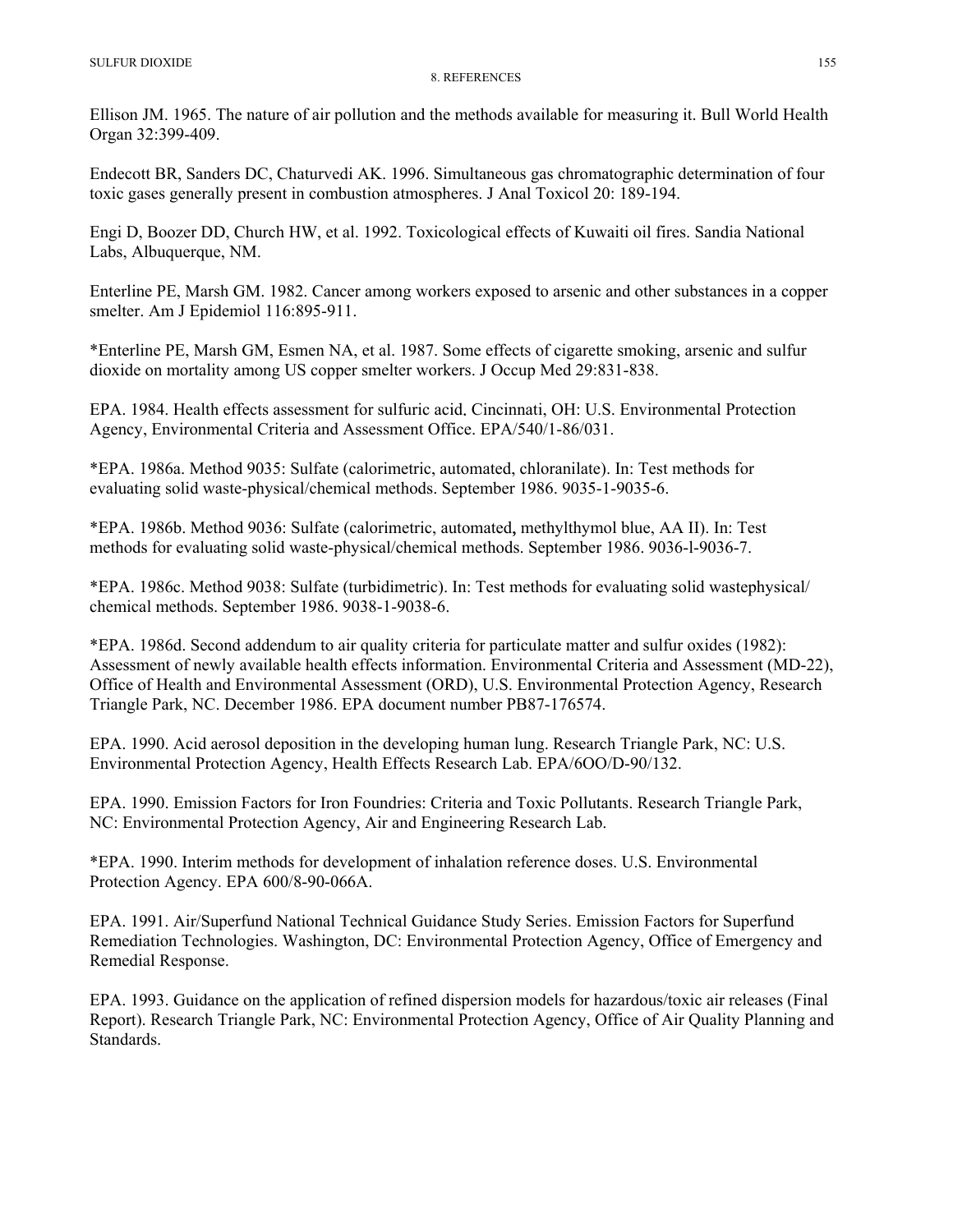Ellison JM. 1965. The nature of air pollution and the methods available for measuring it. Bull World Health Organ 32:399-409.

Endecott BR, Sanders DC, Chaturvedi AK. 1996. Simultaneous gas chromatographic determination of four toxic gases generally present in combustion atmospheres. J Anal Toxicol 20: 189-194.

Engi D, Boozer DD, Church HW, et al. 1992. Toxicological effects of Kuwaiti oil fires. Sandia National Labs, Albuquerque, NM.

Enterline PE, Marsh GM. 1982. Cancer among workers exposed to arsenic and other substances in a copper smelter. Am J Epidemiol 116:895-911.

*Enterline PE, Marsh GM, Esmen NA, et al. 1987. Some effects of cigarette smoking, arsenic and sulfur dioxide on mortality among US copper smelter workers. J Occup Med 29:831-838.

EPA. 1984. Health effects assessment for sulfuric acid. Cincinnati, OH: U.S. Environmental Protection Agency, Environmental Criteria and Assessment Office. EPA/540/1-86/031.

*EPA. 1986a. Method 9035: Sulfate (calorimetric, automated, chloranilate). In: Test methods for evaluating solid waste-physical/chemical methods. September 1986. 9035-1-9035-6.

*EPA. 1986b. Method 9036: Sulfate (calorimetric, automated, methylthymol blue, AA II). In: Test methods for evaluating solid waste-physical/chemical methods. September 1986. 9036-l-9036-7.

*EPA. 1986c. Method 9038: Sulfate (turbidimetric). In: Test methods for evaluating solid wastephysical/ chemical methods. September 1986. 9038-1-9038-6.

*EPA. 1986d. Second addendum to air quality criteria for particulate matter and sulfur oxides (1982): Assessment of newly available health effects information. Environmental Criteria and Assessment (MD-22), Office of Health and Environmental Assessment (ORD), U.S. Environmental Protection Agency, Research Triangle Park, NC. December 1986. EPA document number PB87-176574.

EPA. 1990. Acid aerosol deposition in the developing human lung. Research Triangle Park, NC: U.S. Environmental Protection Agency, Health Effects Research Lab. EPA/6OO/D-90/132.

EPA. 1990. Emission Factors for Iron Foundries: Criteria and Toxic Pollutants. Research Triangle Park, NC: Environmental Protection Agency, Air and Engineering Research Lab.

*EPA. 1990. Interim methods for development of inhalation reference doses. U.S. Environmental Protection Agency. EPA 600/8-90-066A.

EPA. 1991. Air/Superfund National Technical Guidance Study Series. Emission Factors for Superfund Remediation Technologies. Washington, DC: Environmental Protection Agency, Office of Emergency and Remedial Response.

EPA. 1993. Guidance on the application of refined dispersion models for hazardous/toxic air releases (Final Report). Research Triangle Park, NC: Environmental Protection Agency, Office of Air Quality Planning and Standards.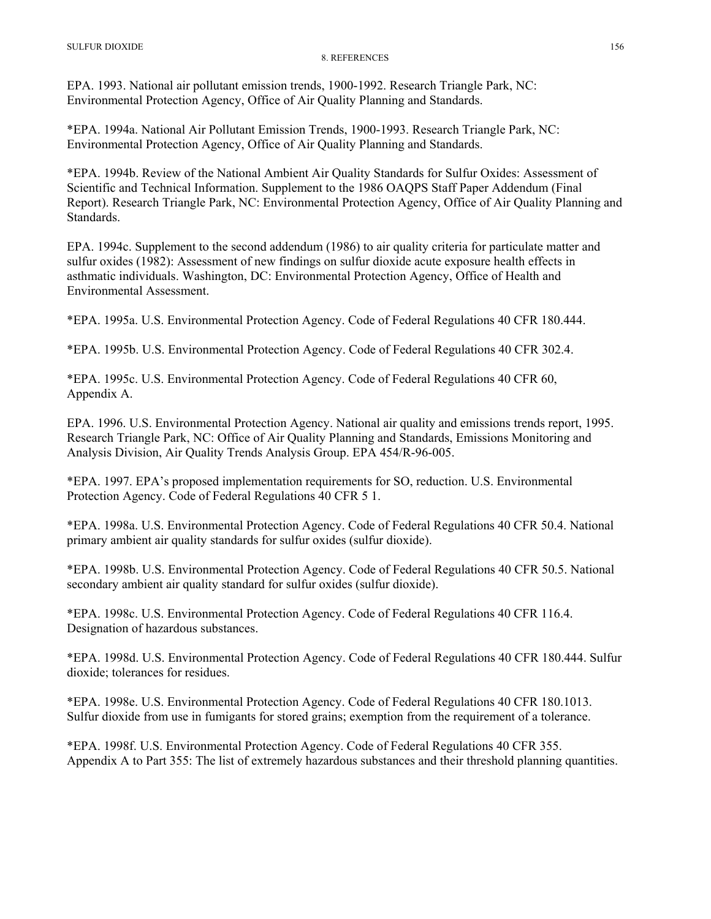EPA. 1993. National air pollutant emission trends, 1900-1992. Research Triangle Park, NC: Environmental Protection Agency, Office of Air Quality Planning and Standards.

*EPA. 1994a. National Air Pollutant Emission Trends, 1900-1993. Research Triangle Park, NC: Environmental Protection Agency, Office of Air Quality Planning and Standards.

*EPA. 1994b. Review of the National Ambient Air Quality Standards for Sulfur Oxides: Assessment of Scientific and Technical Information. Supplement to the 1986 OAQPS Staff Paper Addendum (Final Report). Research Triangle Park, NC: Environmental Protection Agency, Office of Air Quality Planning and Standards.

EPA. 1994c. Supplement to the second addendum (1986) to air quality criteria for particulate matter and sulfur oxides (1982): Assessment of new findings on sulfur dioxide acute exposure health effects in asthmatic individuals. Washington, DC: Environmental Protection Agency, Office of Health and Environmental Assessment.

*EPA. 1995a. U.S. Environmental Protection Agency. Code of Federal Regulations 40 CFR 180.444.

*EPA. 1995b. U.S. Environmental Protection Agency. Code of Federal Regulations 40 CFR 302.4.

*EPA. 1995c. U.S. Environmental Protection Agency. Code of Federal Regulations 40 CFR 60, Appendix A.

EPA. 1996. U.S. Environmental Protection Agency. National air quality and emissions trends report, 1995. Research Triangle Park, NC: Office of Air Quality Planning and Standards, Emissions Monitoring and Analysis Division, Air Quality Trends Analysis Group. EPA 454/R-96-005.

*EPA. 1997. EPA's proposed implementation requirements for SO, reduction. U.S. Environmental Protection Agency. Code of Federal Regulations 40 CFR 5 1.

*EPA. 1998a. U.S. Environmental Protection Agency. Code of Federal Regulations 40 CFR 50.4. National primary ambient air quality standards for sulfur oxides (sulfur dioxide).

*EPA. 1998b. U.S. Environmental Protection Agency. Code of Federal Regulations 40 CFR 50.5. National secondary ambient air quality standard for sulfur oxides (sulfur dioxide).

*EPA. 1998c. U.S. Environmental Protection Agency. Code of Federal Regulations 40 CFR 116.4. Designation of hazardous substances.

*EPA. 1998d. U.S. Environmental Protection Agency. Code of Federal Regulations 40 CFR 180.444. Sulfur dioxide; tolerances for residues.

*EPA. 1998e. U.S. Environmental Protection Agency. Code of Federal Regulations 40 CFR 180.1013. Sulfur dioxide from use in fumigants for stored grains; exemption from the requirement of a tolerance.

*EPA. 1998f. U.S. Environmental Protection Agency. Code of Federal Regulations 40 CFR 355. Appendix A to Part 355: The list of extremely hazardous substances and their threshold planning quantities.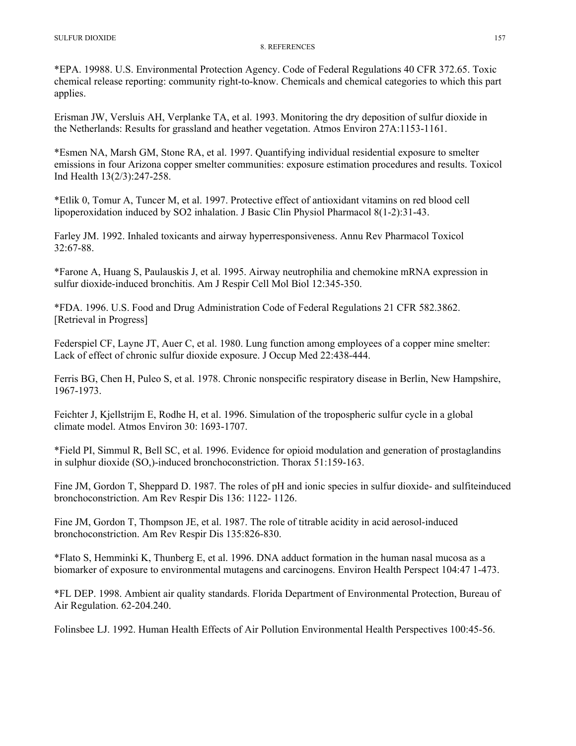*EPA. 19988. U.S. Environmental Protection Agency. Code of Federal Regulations 40 CFR 372.65. Toxic chemical release reporting: community right-to-know. Chemicals and chemical categories to which this part applies.

Erisman JW, Versluis AH, Verplanke TA, et al. 1993. Monitoring the dry deposition of sulfur dioxide in the Netherlands: Results for grassland and heather vegetation. Atmos Environ 27A:1153-1161.

*Esmen NA, Marsh GM, Stone RA, et al. 1997. Quantifying individual residential exposure to smelter emissions in four Arizona copper smelter communities: exposure estimation procedures and results. Toxicol Ind Health 13(2/3):247-258.

*Etlik 0, Tomur A, Tuncer M, et al. 1997. Protective effect of antioxidant vitamins on red blood cell lipoperoxidation induced by SO2 inhalation. J Basic Clin Physiol Pharmacol 8(1-2):31-43.

Farley JM. 1992. Inhaled toxicants and airway hyperresponsiveness. Annu Rev Pharmacol Toxicol 32:67-88.

*Farone A, Huang S, Paulauskis J, et al. 1995. Airway neutrophilia and chemokine mRNA expression in sulfur dioxide-induced bronchitis. Am J Respir Cell Mol Biol 12:345-350.

*FDA. 1996. U.S. Food and Drug Administration Code of Federal Regulations 21 CFR 582.3862. [Retrieval in Progress]

Federspiel CF, Layne JT, Auer C, et al. 1980. Lung function among employees of a copper mine smelter: Lack of effect of chronic sulfur dioxide exposure. J Occup Med 22:438-444.

Ferris BG, Chen H, Puleo S, et al. 1978. Chronic nonspecific respiratory disease in Berlin, New Hampshire, 1967-1973.

Feichter J, Kjellstrijm E, Rodhe H, et al. 1996. Simulation of the tropospheric sulfur cycle in a global climate model. Atmos Environ 30: 1693-1707.

*Field PI, Simmul R, Bell SC, et al. 1996. Evidence for opioid modulation and generation of prostaglandins in sulphur dioxide (SO,)-induced bronchoconstriction. Thorax 51:159-163.

Fine JM, Gordon T, Sheppard D. 1987. The roles of pH and ionic species in sulfur dioxide- and sulfiteinduced bronchoconstriction. Am Rev Respir Dis 136: 1122- 1126.

Fine JM, Gordon T, Thompson JE, et al. 1987. The role of titrable acidity in acid aerosol-induced bronchoconstriction. Am Rev Respir Dis 135:826-830.

*Flato S, Hemminki K, Thunberg E, et al. 1996. DNA adduct formation in the human nasal mucosa as a biomarker of exposure to environmental mutagens and carcinogens. Environ Health Perspect 104:47 1-473.

*FL DEP. 1998. Ambient air quality standards. Florida Department of Environmental Protection, Bureau of Air Regulation. 62-204.240.

Folinsbee LJ. 1992. Human Health Effects of Air Pollution Environmental Health Perspectives 100:45-56.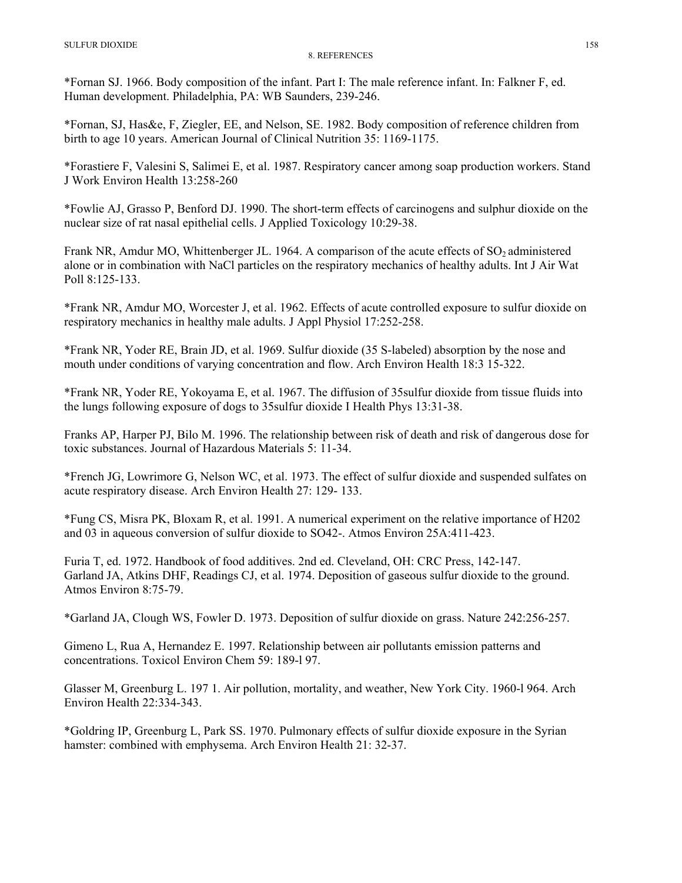*Fornan SJ. 1966. Body composition of the infant. Part I: The male reference infant. In: Falkner F, ed. Human development. Philadelphia, PA: WB Saunders, 239-246.

*Fornan, SJ, Has&e, F, Ziegler, EE, and Nelson, SE. 1982. Body composition of reference children from birth to age 10 years. American Journal of Clinical Nutrition 35: 1169-1175.

*Forastiere F, Valesini S, Salimei E, et al. 1987. Respiratory cancer among soap production workers. Stand J Work Environ Health 13:258-260

*Fowlie AJ, Grasso P, Benford DJ. 1990. The short-term effects of carcinogens and sulphur dioxide on the nuclear size of rat nasal epithelial cells. J Applied Toxicology 10:29-38.

Frank NR, Amdur MO, Whittenberger JL. 1964. A comparison of the acute effects of $SO_2$ administered alone or in combination with NaCl particles on the respiratory mechanics of healthy adults. Int J Air Wat Poll 8:125-133.

*Frank NR, Amdur MO, Worcester J, et al. 1962. Effects of acute controlled exposure to sulfur dioxide on respiratory mechanics in healthy male adults. J Appl Physiol 17:252-258.

*Frank NR, Yoder RE, Brain JD, et al. 1969. Sulfur dioxide (35 S-labeled) absorption by the nose and mouth under conditions of varying concentration and flow. Arch Environ Health 18:3 15-322.

*Frank NR, Yoder RE, Yokoyama E, et al. 1967. The diffusion of 35sulfur dioxide from tissue fluids into the lungs following exposure of dogs to 35sulfur dioxide I Health Phys 13:31-38.

Franks AP, Harper PJ, Bilo M. 1996. The relationship between risk of death and risk of dangerous dose for toxic substances. Journal of Hazardous Materials 5: 11-34.

*French JG, Lowrimore G, Nelson WC, et al. 1973. The effect of sulfur dioxide and suspended sulfates on acute respiratory disease. Arch Environ Health 27: 129- 133.

*Fung CS, Misra PK, Bloxam R, et al. 1991. A numerical experiment on the relative importance of H202 and 03 in aqueous conversion of sulfur dioxide to SO42-. Atmos Environ 25A:411-423.

Furia T, ed. 1972. Handbook of food additives. 2nd ed. Cleveland, OH: CRC Press, 142-147.

Garland JA, Atkins DHF, Readings CJ, et al. 1974. Deposition of gaseous sulfur dioxide to the ground. Atmos Environ 8:75-79.

*Garland JA, Clough WS, Fowler D. 1973. Deposition of sulfur dioxide on grass. Nature 242:256-257.

Gimeno L, Rua A, Hernandez E. 1997. Relationship between air pollutants emission patterns and concentrations. Toxicol Environ Chem 59: 189-l 97.

Glasser M, Greenburg L. 197 1. Air pollution, mortality, and weather, New York City. 1960-l 964. Arch Environ Health 22:334-343.

*Goldring IP, Greenburg L, Park SS. 1970. Pulmonary effects of sulfur dioxide exposure in the Syrian hamster: combined with emphysema. Arch Environ Health 21: 32-37.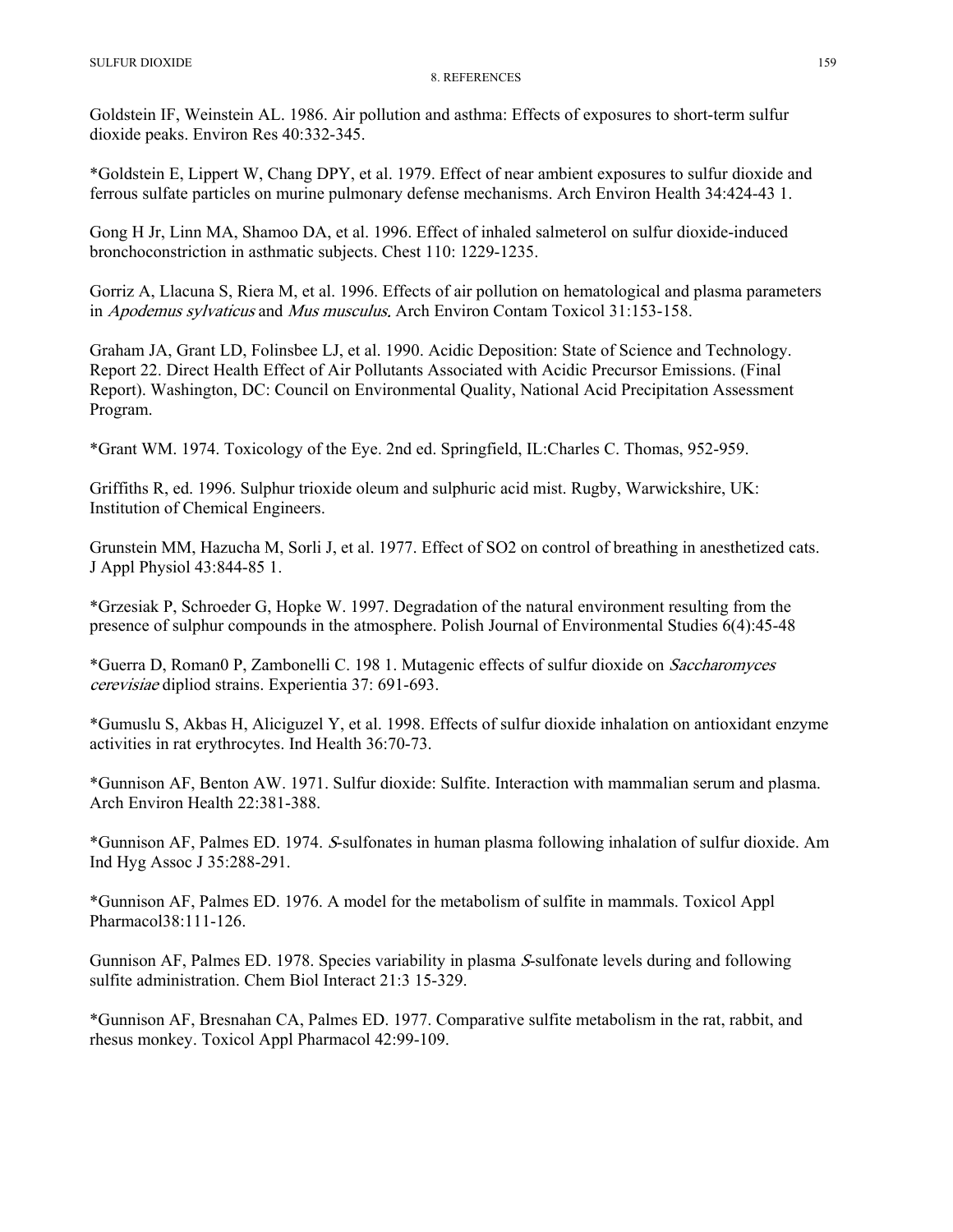Goldstein IF, Weinstein AL. 1986. Air pollution and asthma: Effects of exposures to short-term sulfur dioxide peaks. Environ Res 40:332-345.

*Goldstein E, Lippert W, Chang DPY, et al. 1979. Effect of near ambient exposures to sulfur dioxide and ferrous sulfate particles on murine pulmonary defense mechanisms. Arch Environ Health 34:424-43 1.

Gong H Jr, Linn MA, Shamoo DA, et al. 1996. Effect of inhaled salmeterol on sulfur dioxide-induced bronchoconstriction in asthmatic subjects. Chest 110: 1229-1235.

Gorriz A, Llacuna S, Riera M, et al. 1996. Effects of air pollution on hematological and plasma parameters in *Apodemus sylvaticus* and *Mus musculus*. Arch Environ Contam Toxicol 31:153-158.

Graham JA, Grant LD, Folinsbee LJ, et al. 1990. Acidic Deposition: State of Science and Technology. Report 22. Direct Health Effect of Air Pollutants Associated with Acidic Precursor Emissions. (Final Report). Washington, DC: Council on Environmental Quality, National Acid Precipitation Assessment Program.

*Grant WM. 1974. Toxicology of the Eye. 2nd ed. Springfield, IL:Charles C. Thomas, 952-959.

Griffiths R, ed. 1996. Sulphur trioxide oleum and sulphuric acid mist. Rugby, Warwickshire, UK: Institution of Chemical Engineers.

Grunstein MM, Hazucha M, Sorli J, et al. 1977. Effect of SO2 on control of breathing in anesthetized cats. J Appl Physiol 43:844-85 1.

*Grzesiak P, Schroeder G, Hopke W. 1997. Degradation of the natural environment resulting from the presence of sulphur compounds in the atmosphere. Polish Journal of Environmental Studies 6(4):45-48

*Guerra D, Roman0 P, Zambonelli C. 198 1. Mutagenic effects of sulfur dioxide on *Saccharomyces cerevisiae* dipliod strains. Experientia 37: 691-693.

*Gumuslu S, Akbas H, Aliciguzel Y, et al. 1998. Effects of sulfur dioxide inhalation on antioxidant enzyme activities in rat erythrocytes. Ind Health 36:70-73.

*Gunnison AF, Benton AW. 1971. Sulfur dioxide: Sulfite. Interaction with mammalian serum and plasma. Arch Environ Health 22:381-388.

*Gunnison AF, Palmes ED. 1974. *S*-sulfonates in human plasma following inhalation of sulfur dioxide. Am Ind Hyg Assoc J 35:288-291.

*Gunnison AF, Palmes ED. 1976. A model for the metabolism of sulfite in mammals. Toxicol Appl Pharmacol38:111-126.

Gunnison AF, Palmes ED. 1978. Species variability in plasma *S*-sulfonate levels during and following sulfite administration. Chem Biol Interact 21:3 15-329.

*Gunnison AF, Bresnahan CA, Palmes ED. 1977. Comparative sulfite metabolism in the rat, rabbit, and rhesus monkey. Toxicol Appl Pharmacol 42:99-109.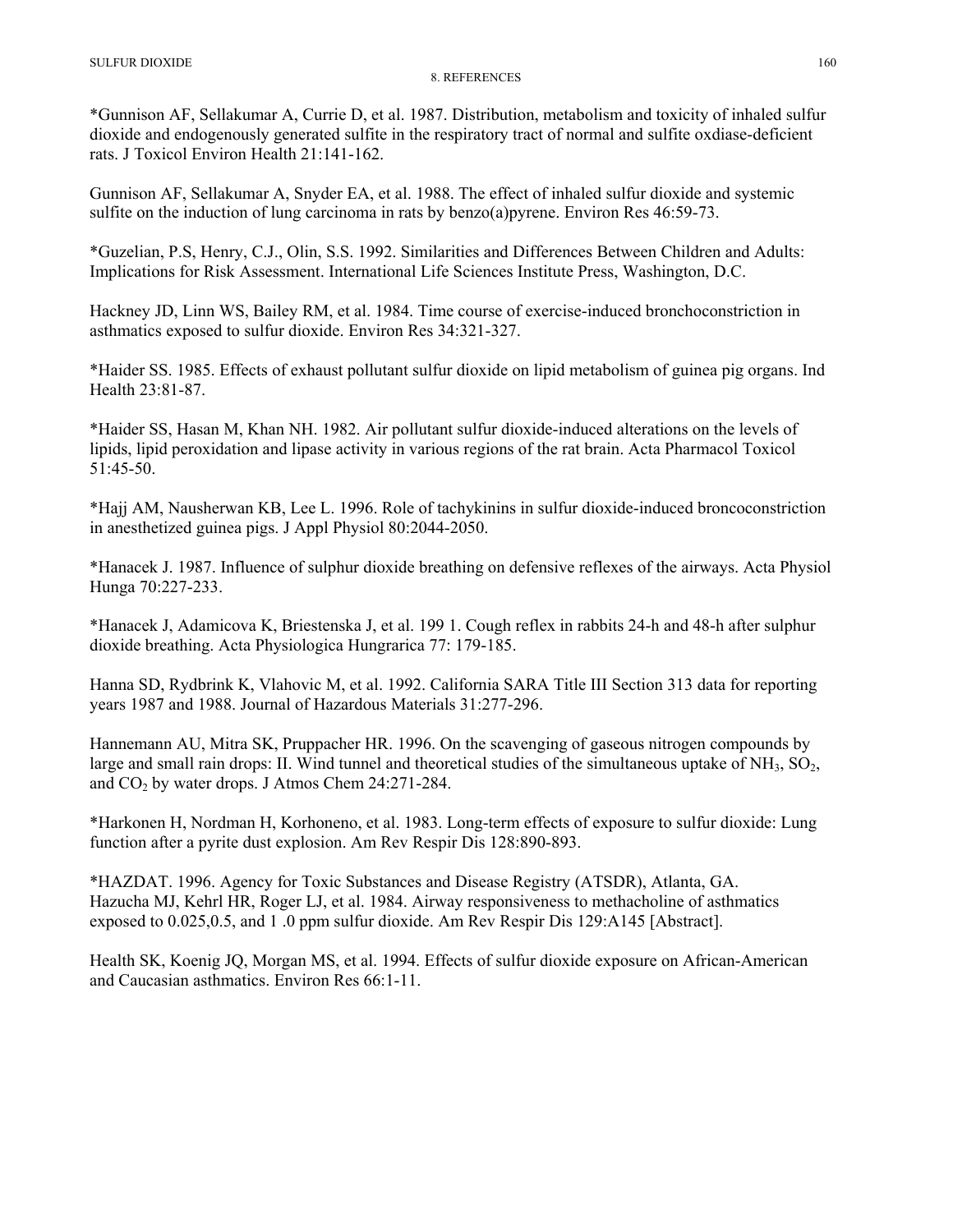*Gunnison AF, Sellakumar A, Currie D, et al. 1987. Distribution, metabolism and toxicity of inhaled sulfur dioxide and endogenously generated sulfite in the respiratory tract of normal and sulfite oxdiase-deficient rats. J Toxicol Environ Health 21:141-162.

Gunnison AF, Sellakumar A, Snyder EA, et al. 1988. The effect of inhaled sulfur dioxide and systemic sulfite on the induction of lung carcinoma in rats by benzo(a)pyrene. Environ Res 46:59-73.

*Guzelian, P.S, Henry, C.J., Olin, S.S. 1992. Similarities and Differences Between Children and Adults: Implications for Risk Assessment. International Life Sciences Institute Press, Washington, D.C.

Hackney JD, Linn WS, Bailey RM, et al. 1984. Time course of exercise-induced bronchoconstriction in asthmatics exposed to sulfur dioxide. Environ Res 34:321-327.

*Haider SS. 1985. Effects of exhaust pollutant sulfur dioxide on lipid metabolism of guinea pig organs. Ind Health 23:81-87.

*Haider SS, Hasan M, Khan NH. 1982. Air pollutant sulfur dioxide-induced alterations on the levels of lipids, lipid peroxidation and lipase activity in various regions of the rat brain. Acta Pharmacol Toxicol 51:45-50.

*Hajj AM, Nausherwan KB, Lee L. 1996. Role of tachykinins in sulfur dioxide-induced broncoconstriction in anesthetized guinea pigs. J Appl Physiol 80:2044-2050.

*Hanacek J. 1987. Influence of sulphur dioxide breathing on defensive reflexes of the airways. Acta Physiol Hunga 70:227-233.

*Hanacek J, Adamicova K, Briestenska J, et al. 199 1. Cough reflex in rabbits 24-h and 48-h after sulphur dioxide breathing. Acta Physiologica Hungrarica 77: 179-185.

Hanna SD, Rydbrink K, Vlahovic M, et al. 1992. California SARA Title III Section 313 data for reporting years 1987 and 1988. Journal of Hazardous Materials 31:277-296.

Hannemann AU, Mitra SK, Pruppacher HR. 1996. On the scavenging of gaseous nitrogen compounds by large and small rain drops: II. Wind tunnel and theoretical studies of the simultaneous uptake of $NH_3$, $SO_2$, and $CO_2$ by water drops. J Atmos Chem 24:271-284.

*Harkonen H, Nordman H, Korhoneno, et al. 1983. Long-term effects of exposure to sulfur dioxide: Lung function after a pyrite dust explosion. Am Rev Respir Dis 128:890-893.

*HAZDAT. 1996. Agency for Toxic Substances and Disease Registry (ATSDR), Atlanta, GA.
Hazucha MJ, Kehrl HR, Roger LJ, et al. 1984. Airway responsiveness to methacholine of asthmatics exposed to 0.025,0.5, and 1 .0 ppm sulfur dioxide. Am Rev Respir Dis 129:A145 [Abstract].

Health SK, Koenig JQ, Morgan MS, et al. 1994. Effects of sulfur dioxide exposure on African-American and Caucasian asthmatics. Environ Res 66:1-11.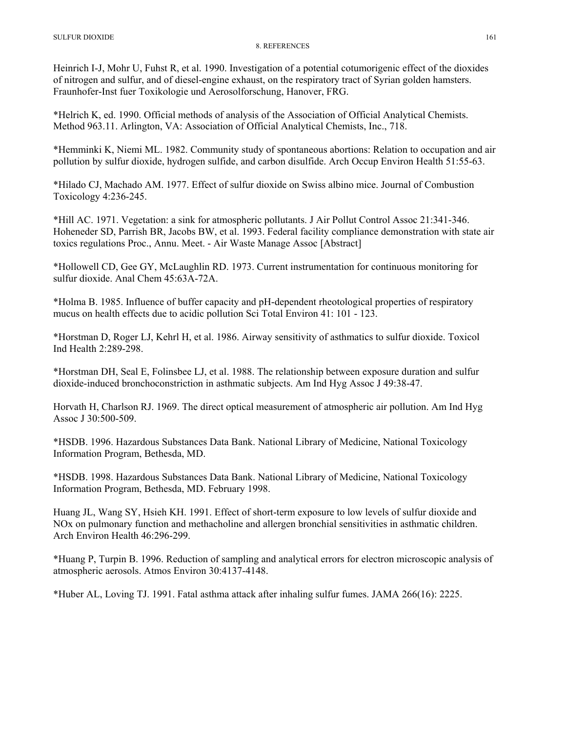Heinrich I-J, Mohr U, Fuhst R, et al. 1990. Investigation of a potential cotumorigenic effect of the dioxides of nitrogen and sulfur, and of diesel-engine exhaust, on the respiratory tract of Syrian golden hamsters. Fraunhofer-Inst fuer Toxikologie und Aerosolforschung, Hanover, FRG.

*Helrich K, ed. 1990. Official methods of analysis of the Association of Official Analytical Chemists. Method 963.11. Arlington, VA: Association of Official Analytical Chemists, Inc., 718.

*Hemminki K, Niemi ML. 1982. Community study of spontaneous abortions: Relation to occupation and air pollution by sulfur dioxide, hydrogen sulfide, and carbon disulfide. Arch Occup Environ Health 51:55-63.

*Hilado CJ, Machado AM. 1977. Effect of sulfur dioxide on Swiss albino mice. Journal of Combustion Toxicology 4:236-245.

*Hill AC. 1971. Vegetation: a sink for atmospheric pollutants. J Air Pollut Control Assoc 21:341-346.
Hoheneder SD, Parrish BR, Jacobs BW, et al. 1993. Federal facility compliance demonstration with state air toxics regulations Proc., Annu. Meet. - Air Waste Manage Assoc [Abstract]

*Hollowell CD, Gee GY, McLaughlin RD. 1973. Current instrumentation for continuous monitoring for sulfur dioxide. Anal Chem 45:63A-72A.

*Holma B. 1985. Influence of buffer capacity and pH-dependent rheotological properties of respiratory mucus on health effects due to acidic pollution Sci Total Environ 41: 101 - 123.

*Horstman D, Roger LJ, Kehrl H, et al. 1986. Airway sensitivity of asthmatics to sulfur dioxide. Toxicol Ind Health 2:289-298.

*Horstman DH, Seal E, Folinsbee LJ, et al. 1988. The relationship between exposure duration and sulfur dioxide-induced bronchoconstriction in asthmatic subjects. Am Ind Hyg Assoc J 49:38-47.

Horvath H, Charlson RJ. 1969. The direct optical measurement of atmospheric air pollution. Am Ind Hyg Assoc J 30:500-509.

*HSDB. 1996. Hazardous Substances Data Bank. National Library of Medicine, National Toxicology Information Program, Bethesda, MD.

*HSDB. 1998. Hazardous Substances Data Bank. National Library of Medicine, National Toxicology Information Program, Bethesda, MD. February 1998.

Huang JL, Wang SY, Hsieh KH. 1991. Effect of short-term exposure to low levels of sulfur dioxide and NOx on pulmonary function and methacholine and allergen bronchial sensitivities in asthmatic children. Arch Environ Health 46:296-299.

*Huang P, Turpin B. 1996. Reduction of sampling and analytical errors for electron microscopic analysis of atmospheric aerosols. Atmos Environ 30:4137-4148.

*Huber AL, Loving TJ. 1991. Fatal asthma attack after inhaling sulfur fumes. JAMA 266(16): 2225.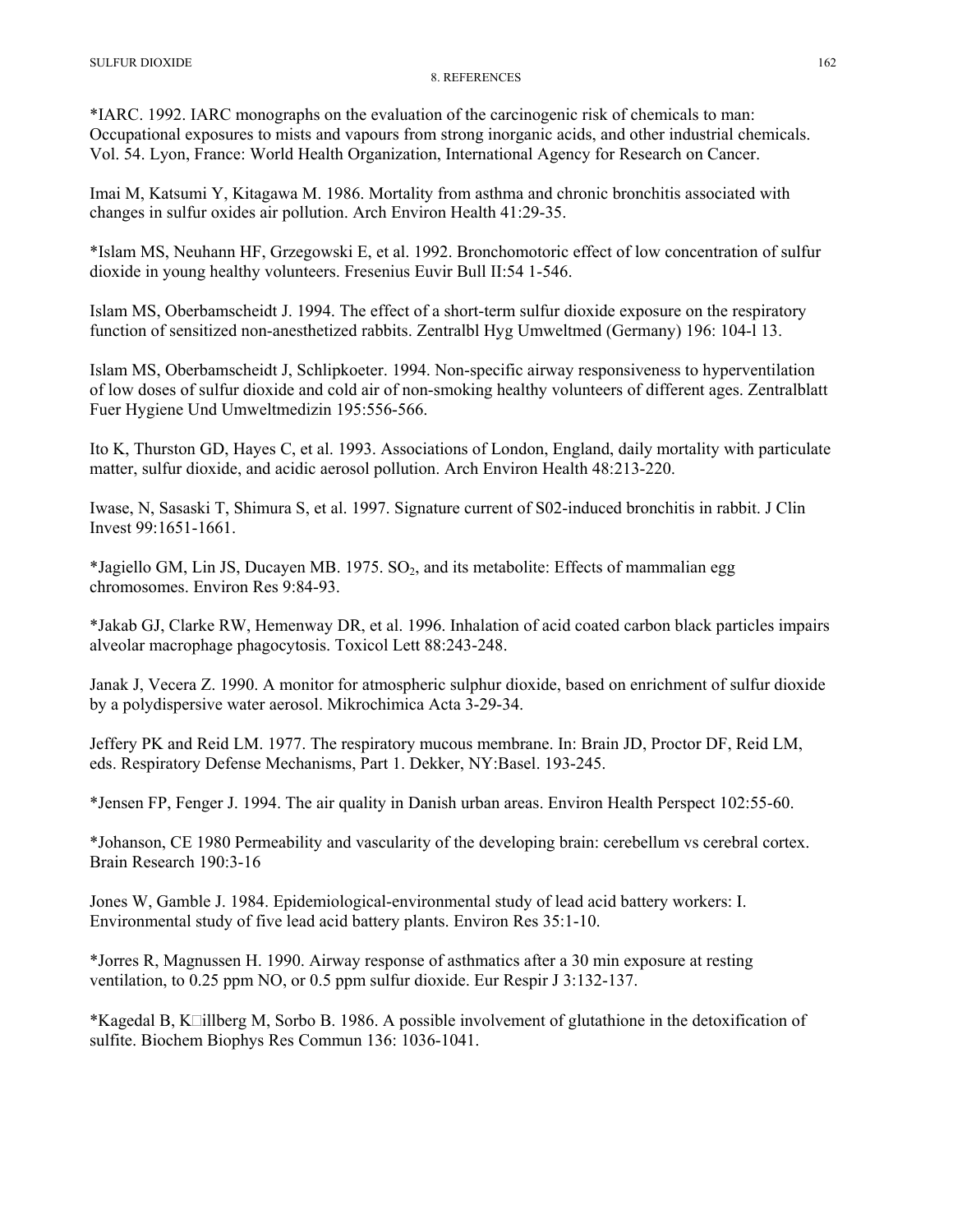*IARC. 1992. IARC monographs on the evaluation of the carcinogenic risk of chemicals to man: Occupational exposures to mists and vapours from strong inorganic acids, and other industrial chemicals. Vol. 54. Lyon, France: World Health Organization, International Agency for Research on Cancer.

Imai M, Katsumi Y, Kitagawa M. 1986. Mortality from asthma and chronic bronchitis associated with changes in sulfur oxides air pollution. Arch Environ Health 41:29-35.

*Islam MS, Neuhann HF, Grzegowski E, et al. 1992. Bronchomotoric effect of low concentration of sulfur dioxide in young healthy volunteers. Fresenius Euvir Bull II:54 1-546.

Islam MS, Oberbamscheidt J. 1994. The effect of a short-term sulfur dioxide exposure on the respiratory function of sensitized non-anesthetized rabbits. Zentralbl Hyg Umweltmed (Germany) 196: 104-l 13.

Islam MS, Oberbamscheidt J, Schlipkoeter. 1994. Non-specific airway responsiveness to hyperventilation of low doses of sulfur dioxide and cold air of non-smoking healthy volunteers of different ages. Zentralblatt Fuer Hygiene Und Umweltmedizin 195:556-566.

Ito K, Thurston GD, Hayes C, et al. 1993. Associations of London, England, daily mortality with particulate matter, sulfur dioxide, and acidic aerosol pollution. Arch Environ Health 48:213-220.

Iwase, N, Sasaski T, Shimura S, et al. 1997. Signature current of S02-induced bronchitis in rabbit. J Clin Invest 99:1651-1661.

*Jagiello GM, Lin JS, Ducayen MB. 1975. $SO_2$, and its metabolite: Effects of mammalian egg chromosomes. Environ Res 9:84-93.

*Jakab GJ, Clarke RW, Hemenway DR, et al. 1996. Inhalation of acid coated carbon black particles impairs alveolar macrophage phagocytosis. Toxicol Lett 88:243-248.

Janak J, Vecera Z. 1990. A monitor for atmospheric sulphur dioxide, based on enrichment of sulfur dioxide by a polydispersive water aerosol. Mikrochimica Acta 3-29-34.

Jeffery PK and Reid LM. 1977. The respiratory mucous membrane. In: Brain JD, Proctor DF, Reid LM, eds. Respiratory Defense Mechanisms, Part 1. Dekker, NY:Basel. 193-245.

*Jensen FP, Fenger J. 1994. The air quality in Danish urban areas. Environ Health Perspect 102:55-60.

*Johanson, CE 1980 Permeability and vascularity of the developing brain: cerebellum vs cerebral cortex. Brain Research 190:3-16

Jones W, Gamble J. 1984. Epidemiological-environmental study of lead acid battery workers: I. Environmental study of five lead acid battery plants. Environ Res 35:1-10.

*Jorres R, Magnussen H. 1990. Airway response of asthmatics after a 30 min exposure at resting ventilation, to 0.25 ppm NO, or 0.5 ppm sulfur dioxide. Eur Respir J 3:132-137.

*Kagedal B, K□illberg M, Sorbo B. 1986. A possible involvement of glutathione in the detoxification of sulfite. Biochem Biophys Res Commun 136: 1036-1041.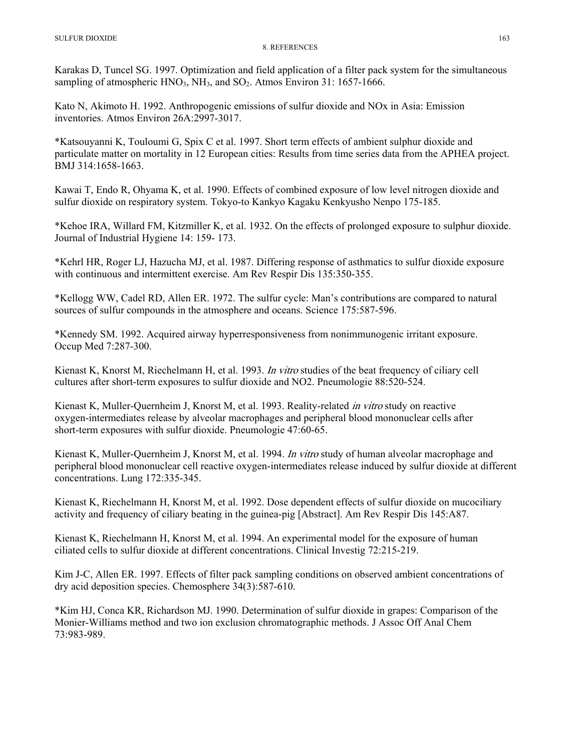Karakas D, Tuncel SG. 1997. Optimization and field application of a filter pack system for the simultaneous sampling of atmospheric $HNO_3$, $NH_3$, and $SO_2$. Atmos Environ 31: 1657-1666.

Kato N, Akimoto H. 1992. Anthropogenic emissions of sulfur dioxide and NOx in Asia: Emission inventories. Atmos Environ 26A:2997-3017.

*Katsouyanni K, Touloumi G, Spix C et al. 1997. Short term effects of ambient sulphur dioxide and particulate matter on mortality in 12 European cities: Results from time series data from the APHEA project. BMJ 314:1658-1663.

Kawai T, Endo R, Ohyama K, et al. 1990. Effects of combined exposure of low level nitrogen dioxide and sulfur dioxide on respiratory system. Tokyo-to Kankyo Kagaku Kenkyusho Nenpo 175-185.

*Kehoe IRA, Willard FM, Kitzmiller K, et al. 1932. On the effects of prolonged exposure to sulphur dioxide. Journal of Industrial Hygiene 14: 159- 173.

*Kehrl HR, Roger LJ, Hazucha MJ, et al. 1987. Differing response of asthmatics to sulfur dioxide exposure with continuous and intermittent exercise. Am Rev Respir Dis 135:350-355.

*Kellogg WW, Cadel RD, Allen ER. 1972. The sulfur cycle: Man's contributions are compared to natural sources of sulfur compounds in the atmosphere and oceans. Science 175:587-596.

*Kennedy SM. 1992. Acquired airway hyperresponsiveness from nonimmunogenic irritant exposure. Occup Med 7:287-300.

Kienast K, Knorst M, Riechelmann H, et al. 1993. *In vitro* studies of the beat frequency of ciliary cell cultures after short-term exposures to sulfur dioxide and NO2. Pneumologie 88:520-524.

Kienast K, Muller-Quernheim J, Knorst M, et al. 1993. Reality-related *in vitro* study on reactive oxygen-intermediates release by alveolar macrophages and peripheral blood mononuclear cells after short-term exposures with sulfur dioxide. Pneumologie 47:60-65.

Kienast K, Muller-Quernheim J, Knorst M, et al. 1994. *In vitro* study of human alveolar macrophage and peripheral blood mononuclear cell reactive oxygen-intermediates release induced by sulfur dioxide at different concentrations. Lung 172:335-345.

Kienast K, Riechelmann H, Knorst M, et al. 1992. Dose dependent effects of sulfur dioxide on mucociliary activity and frequency of ciliary beating in the guinea-pig [Abstract]. Am Rev Respir Dis 145:A87.

Kienast K, Riechelmann H, Knorst M, et al. 1994. An experimental model for the exposure of human ciliated cells to sulfur dioxide at different concentrations. Clinical Investig 72:215-219.

Kim J-C, Allen ER. 1997. Effects of filter pack sampling conditions on observed ambient concentrations of dry acid deposition species. Chemosphere 34(3):587-610.

*Kim HJ, Conca KR, Richardson MJ. 1990. Determination of sulfur dioxide in grapes: Comparison of the Monier-Williams method and two ion exclusion chromatographic methods. J Assoc Off Anal Chem 73:983-989.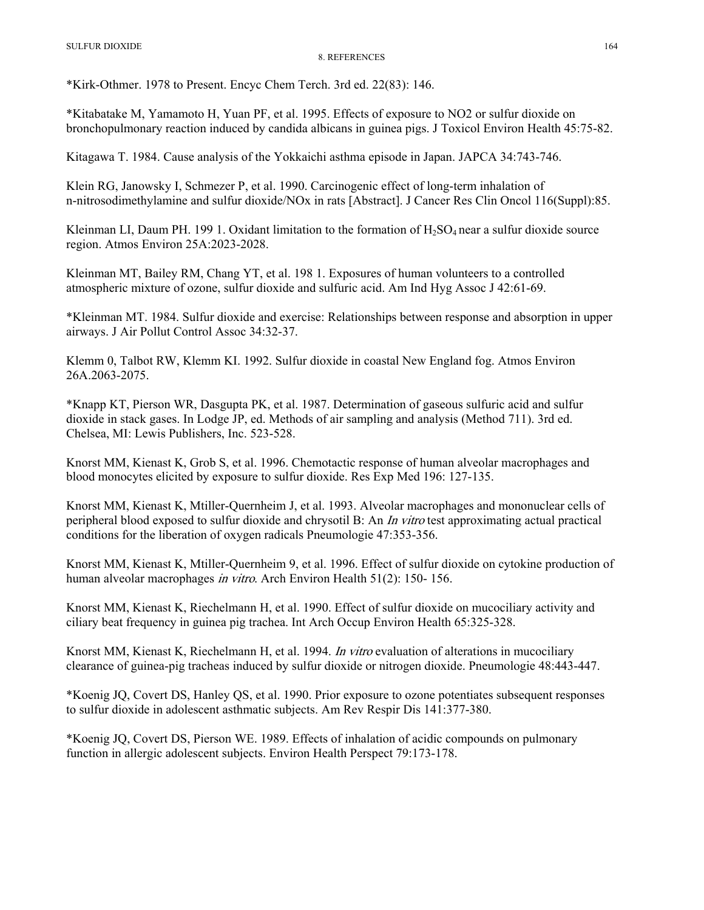*Kirk-Othmer. 1978 to Present. Encyc Chem Terch. 3rd ed. 22(83): 146.

*Kitabatake M, Yamamoto H, Yuan PF, et al. 1995. Effects of exposure to NO2 or sulfur dioxide on bronchopulmonary reaction induced by candida albicans in guinea pigs. J Toxicol Environ Health 45:75-82.

Kitagawa T. 1984. Cause analysis of the Yokkaichi asthma episode in Japan. JAPCA 34:743-746.

Klein RG, Janowsky I, Schmezer P, et al. 1990. Carcinogenic effect of long-term inhalation of n-nitrosodimethylamine and sulfur dioxide/NOx in rats [Abstract]. J Cancer Res Clin Oncol 116(Suppl):85.

Kleinman LI, Daum PH. 199 1. Oxidant limitation to the formation of $H_2SO_4$ near a sulfur dioxide source region. Atmos Environ 25A:2023-2028.

Kleinman MT, Bailey RM, Chang YT, et al. 198 1. Exposures of human volunteers to a controlled atmospheric mixture of ozone, sulfur dioxide and sulfuric acid. Am Ind Hyg Assoc J 42:61-69.

*Kleinman MT. 1984. Sulfur dioxide and exercise: Relationships between response and absorption in upper airways. J Air Pollut Control Assoc 34:32-37.

Klemm 0, Talbot RW, Klemm KI. 1992. Sulfur dioxide in coastal New England fog. Atmos Environ 26A.2063-2075.

*Knapp KT, Pierson WR, Dasgupta PK, et al. 1987. Determination of gaseous sulfuric acid and sulfur dioxide in stack gases. In Lodge JP, ed. Methods of air sampling and analysis (Method 711). 3rd ed. Chelsea, MI: Lewis Publishers, Inc. 523-528.

Knorst MM, Kienast K, Grob S, et al. 1996. Chemotactic response of human alveolar macrophages and blood monocytes elicited by exposure to sulfur dioxide. Res Exp Med 196: 127-135.

Knorst MM, Kienast K, Mtiller-Quernheim J, et al. 1993. Alveolar macrophages and mononuclear cells of peripheral blood exposed to sulfur dioxide and chrysotil B: An *In vitro* test approximating actual practical conditions for the liberation of oxygen radicals Pneumologie 47:353-356.

Knorst MM, Kienast K, Mtiller-Quernheim 9, et al. 1996. Effect of sulfur dioxide on cytokine production of human alveolar macrophages *in vitro*. Arch Environ Health 51(2): 150- 156.

Knorst MM, Kienast K, Riechelmann H, et al. 1990. Effect of sulfur dioxide on mucociliary activity and ciliary beat frequency in guinea pig trachea. Int Arch Occup Environ Health 65:325-328.

Knorst MM, Kienast K, Riechelmann H, et al. 1994. *In vitro* evaluation of alterations in mucociliary clearance of guinea-pig tracheas induced by sulfur dioxide or nitrogen dioxide. Pneumologie 48:443-447.

*Koenig JQ, Covert DS, Hanley QS, et al. 1990. Prior exposure to ozone potentiates subsequent responses to sulfur dioxide in adolescent asthmatic subjects. Am Rev Respir Dis 141:377-380.

*Koenig JQ, Covert DS, Pierson WE. 1989. Effects of inhalation of acidic compounds on pulmonary function in allergic adolescent subjects. Environ Health Perspect 79:173-178.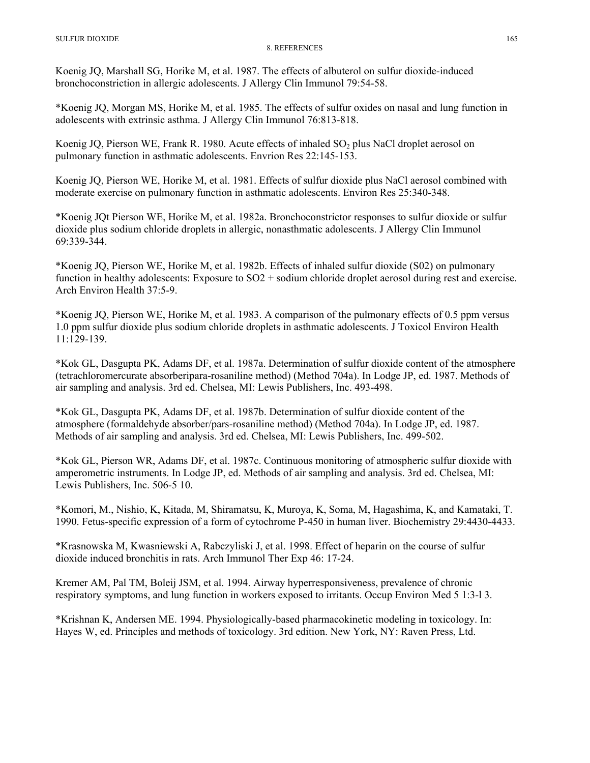Koenig JQ, Marshall SG, Horike M, et al. 1987. The effects of albuterol on sulfur dioxide-induced bronchoconstriction in allergic adolescents. J Allergy Clin Immunol 79:54-58.

*Koenig JQ, Morgan MS, Horike M, et al. 1985. The effects of sulfur oxides on nasal and lung function in adolescents with extrinsic asthma. J Allergy Clin Immunol 76:813-818.

Koenig JQ, Pierson WE, Frank R. 1980. Acute effects of inhaled $SO_2$ plus NaCl droplet aerosol on pulmonary function in asthmatic adolescents. Envrion Res 22:145-153.

Koenig JQ, Pierson WE, Horike M, et al. 1981. Effects of sulfur dioxide plus NaCl aerosol combined with moderate exercise on pulmonary function in asthmatic adolescents. Environ Res 25:340-348.

*Koenig JQt Pierson WE, Horike M, et al. 1982a. Bronchoconstrictor responses to sulfur dioxide or sulfur dioxide plus sodium chloride droplets in allergic, nonasthmatic adolescents. J Allergy Clin Immunol 69:339-344.

*Koenig JQ, Pierson WE, Horike M, et al. 1982b. Effects of inhaled sulfur dioxide (S02) on pulmonary function in healthy adolescents: Exposure to SO2 + sodium chloride droplet aerosol during rest and exercise. Arch Environ Health 37:5-9.

*Koenig JQ, Pierson WE, Horike M, et al. 1983. A comparison of the pulmonary effects of 0.5 ppm versus 1.0 ppm sulfur dioxide plus sodium chloride droplets in asthmatic adolescents. J Toxicol Environ Health 11:129-139.

*Kok GL, Dasgupta PK, Adams DF, et al. 1987a. Determination of sulfur dioxide content of the atmosphere (tetrachloromercurate absorberipara-rosaniline method) (Method 704a). In Lodge JP, ed. 1987. Methods of air sampling and analysis. 3rd ed. Chelsea, MI: Lewis Publishers, Inc. 493-498.

*Kok GL, Dasgupta PK, Adams DF, et al. 1987b. Determination of sulfur dioxide content of the atmosphere (formaldehyde absorber/pars-rosaniline method) (Method 704a). In Lodge JP, ed. 1987. Methods of air sampling and analysis. 3rd ed. Chelsea, MI: Lewis Publishers, Inc. 499-502.

*Kok GL, Pierson WR, Adams DF, et al. 1987c. Continuous monitoring of atmospheric sulfur dioxide with amperometric instruments. In Lodge JP, ed. Methods of air sampling and analysis. 3rd ed. Chelsea, MI: Lewis Publishers, Inc. 506-5 10.

*Komori, M., Nishio, K, Kitada, M, Shiramatsu, K, Muroya, K, Soma, M, Hagashima, K, and Kamataki, T. 1990. Fetus-specific expression of a form of cytochrome P-450 in human liver. Biochemistry 29:4430-4433.

*Krasnowska M, Kwasniewski A, Rabczyliski J, et al. 1998. Effect of heparin on the course of sulfur dioxide induced bronchitis in rats. Arch Immunol Ther Exp 46: 17-24.

Kremer AM, Pal TM, Boleij JSM, et al. 1994. Airway hyperresponsiveness, prevalence of chronic respiratory symptoms, and lung function in workers exposed to irritants. Occup Environ Med 5 1:3-l 3.

*Krishnan K, Andersen ME. 1994. Physiologically-based pharmacokinetic modeling in toxicology. In: Hayes W, ed. Principles and methods of toxicology. 3rd edition. New York, NY: Raven Press, Ltd.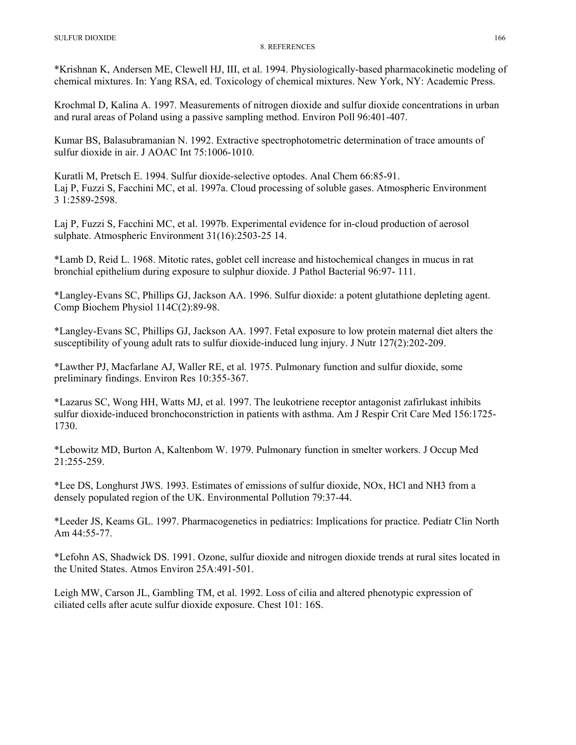*Krishnan K, Andersen ME, Clewell HJ, III, et al. 1994. Physiologically-based pharmacokinetic modeling of chemical mixtures. In: Yang RSA, ed. Toxicology of chemical mixtures. New York, NY: Academic Press.

Krochmal D, Kalina A. 1997. Measurements of nitrogen dioxide and sulfur dioxide concentrations in urban and rural areas of Poland using a passive sampling method. Environ Poll 96:401-407.

Kumar BS, Balasubramanian N. 1992. Extractive spectrophotometric determination of trace amounts of sulfur dioxide in air. J AOAC Int 75:1006-1010.

Kuratli M, Pretsch E. 1994. Sulfur dioxide-selective optodes. Anal Chem 66:85-91.

Laj P, Fuzzi S, Facchini MC, et al. 1997a. Cloud processing of soluble gases. Atmospheric Environment 3 1:2589-2598.

Laj P, Fuzzi S, Facchini MC, et al. 1997b. Experimental evidence for in-cloud production of aerosol sulphate. Atmospheric Environment 31(16):2503-25 14.

*Lamb D, Reid L. 1968. Mitotic rates, goblet cell increase and histochemical changes in mucus in rat bronchial epithelium during exposure to sulphur dioxide. J Pathol Bacterial 96:97- 111.

*Langley-Evans SC, Phillips GJ, Jackson AA. 1996. Sulfur dioxide: a potent glutathione depleting agent. Comp Biochem Physiol 114C(2):89-98.

*Langley-Evans SC, Phillips GJ, Jackson AA. 1997. Fetal exposure to low protein maternal diet alters the susceptibility of young adult rats to sulfur dioxide-induced lung injury. J Nutr 127(2):202-209.

*Lawther PJ, Macfarlane AJ, Waller RE, et al. 1975. Pulmonary function and sulfur dioxide, some preliminary findings. Environ Res 10:355-367.

*Lazarus SC, Wong HH, Watts MJ, et al. 1997. The leukotriene receptor antagonist zafirlukast inhibits sulfur dioxide-induced bronchoconstriction in patients with asthma. Am J Respir Crit Care Med 156:1725-1730.

*Lebowitz MD, Burton A, Kaltenbom W. 1979. Pulmonary function in smelter workers. J Occup Med 21:255-259.

*Lee DS, Longhurst JWS. 1993. Estimates of emissions of sulfur dioxide, NOx, HCl and NH3 from a densely populated region of the UK. Environmental Pollution 79:37-44.

*Leeder JS, Keams GL. 1997. Pharmacogenetics in pediatrics: Implications for practice. Pediatr Clin North Am 44:55-77.

*Lefohn AS, Shadwick DS. 1991. Ozone, sulfur dioxide and nitrogen dioxide trends at rural sites located in the United States. Atmos Environ 25A:491-501.

Leigh MW, Carson JL, Gambling TM, et al. 1992. Loss of cilia and altered phenotypic expression of ciliated cells after acute sulfur dioxide exposure. Chest 101: 16S.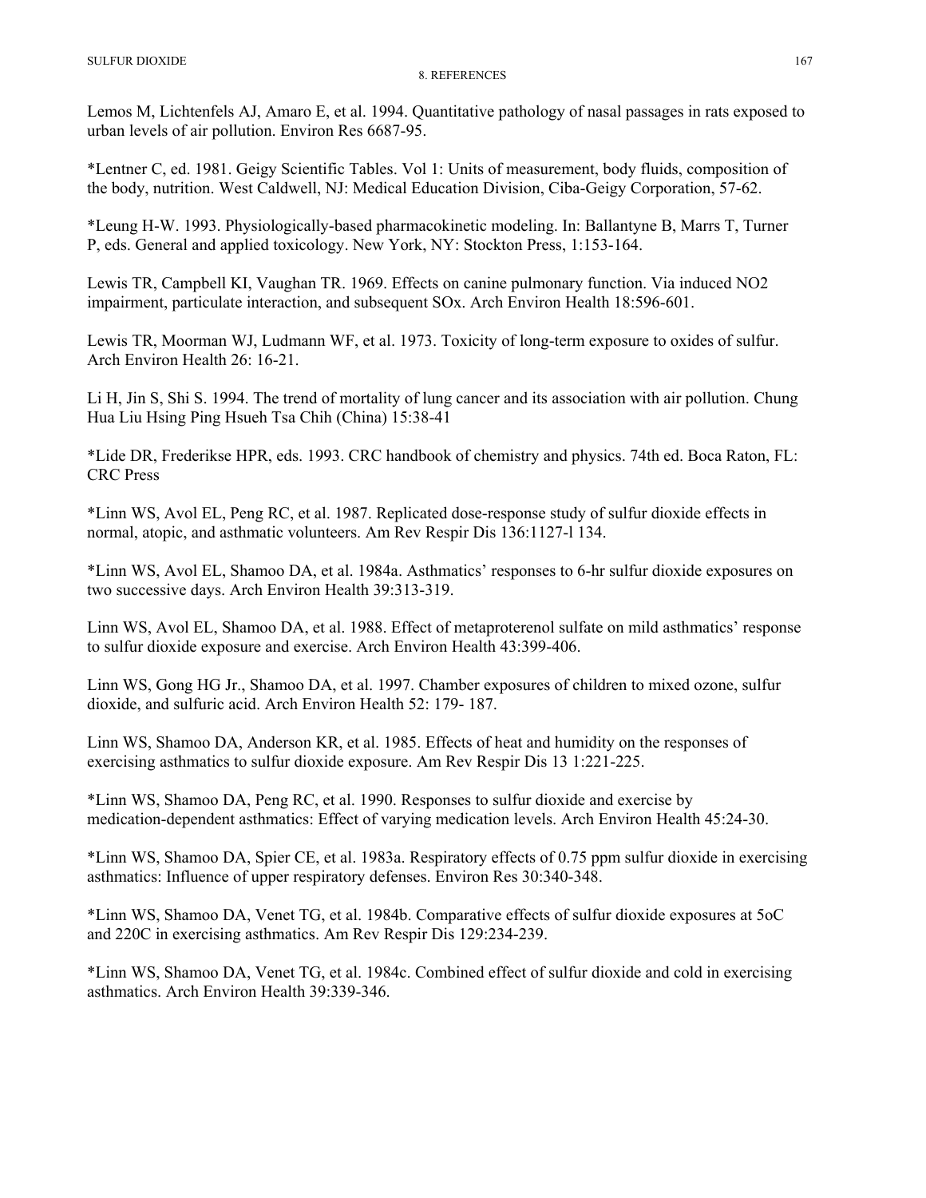Lemos M, Lichtenfels AJ, Amaro E, et al. 1994. Quantitative pathology of nasal passages in rats exposed to urban levels of air pollution. Environ Res 6687-95.

*Lentner C, ed. 1981. Geigy Scientific Tables. Vol 1: Units of measurement, body fluids, composition of the body, nutrition. West Caldwell, NJ: Medical Education Division, Ciba-Geigy Corporation, 57-62.

*Leung H-W. 1993. Physiologically-based pharmacokinetic modeling. In: Ballantyne B, Marrs T, Turner P, eds. General and applied toxicology. New York, NY: Stockton Press, 1:153-164.

Lewis TR, Campbell KI, Vaughan TR. 1969. Effects on canine pulmonary function. Via induced NO2 impairment, particulate interaction, and subsequent SOx. Arch Environ Health 18:596-601.

Lewis TR, Moorman WJ, Ludmann WF, et al. 1973. Toxicity of long-term exposure to oxides of sulfur. Arch Environ Health 26: 16-21.

Li H, Jin S, Shi S. 1994. The trend of mortality of lung cancer and its association with air pollution. Chung Hua Liu Hsing Ping Hsueh Tsa Chih (China) 15:38-41

*Lide DR, Frederikse HPR, eds. 1993. CRC handbook of chemistry and physics. 74th ed. Boca Raton, FL: CRC Press

*Linn WS, Avol EL, Peng RC, et al. 1987. Replicated dose-response study of sulfur dioxide effects in normal, atopic, and asthmatic volunteers. Am Rev Respir Dis 136:1127-l 134.

*Linn WS, Avol EL, Shamoo DA, et al. 1984a. Asthmatics' responses to 6-hr sulfur dioxide exposures on two successive days. Arch Environ Health 39:313-319.

Linn WS, Avol EL, Shamoo DA, et al. 1988. Effect of metaproterenol sulfate on mild asthmatics' response to sulfur dioxide exposure and exercise. Arch Environ Health 43:399-406.

Linn WS, Gong HG Jr., Shamoo DA, et al. 1997. Chamber exposures of children to mixed ozone, sulfur dioxide, and sulfuric acid. Arch Environ Health 52: 179- 187.

Linn WS, Shamoo DA, Anderson KR, et al. 1985. Effects of heat and humidity on the responses of exercising asthmatics to sulfur dioxide exposure. Am Rev Respir Dis 13 1:221-225.

*Linn WS, Shamoo DA, Peng RC, et al. 1990. Responses to sulfur dioxide and exercise by medication-dependent asthmatics: Effect of varying medication levels. Arch Environ Health 45:24-30.

*Linn WS, Shamoo DA, Spier CE, et al. 1983a. Respiratory effects of 0.75 ppm sulfur dioxide in exercising asthmatics: Influence of upper respiratory defenses. Environ Res 30:340-348.

*Linn WS, Shamoo DA, Venet TG, et al. 1984b. Comparative effects of sulfur dioxide exposures at 5oC and 220C in exercising asthmatics. Am Rev Respir Dis 129:234-239.

*Linn WS, Shamoo DA, Venet TG, et al. 1984c. Combined effect of sulfur dioxide and cold in exercising asthmatics. Arch Environ Health 39:339-346.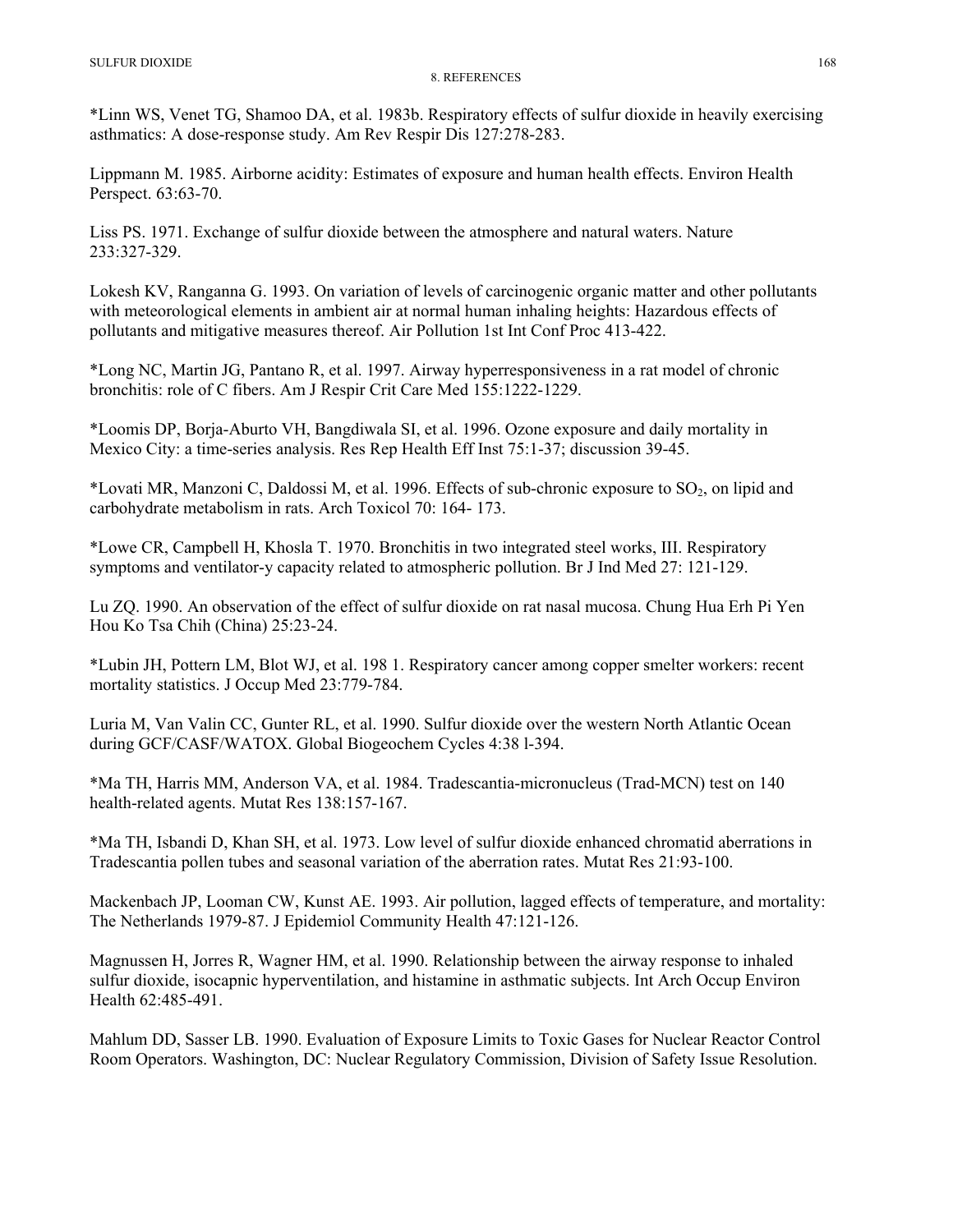*Linn WS, Venet TG, Shamoo DA, et al. 1983b. Respiratory effects of sulfur dioxide in heavily exercising asthmatics: A dose-response study. Am Rev Respir Dis 127:278-283.

Lippmann M. 1985. Airborne acidity: Estimates of exposure and human health effects. Environ Health Perspect. 63:63-70.

Liss PS. 1971. Exchange of sulfur dioxide between the atmosphere and natural waters. Nature 233:327-329.

Lokesh KV, Ranganna G. 1993. On variation of levels of carcinogenic organic matter and other pollutants with meteorological elements in ambient air at normal human inhaling heights: Hazardous effects of pollutants and mitigative measures thereof. Air Pollution 1st Int Conf Proc 413-422.

*Long NC, Martin JG, Pantano R, et al. 1997. Airway hyperresponsiveness in a rat model of chronic bronchitis: role of C fibers. Am J Respir Crit Care Med 155:1222-1229.

*Loomis DP, Borja-Aburto VH, Bangdiwala SI, et al. 1996. Ozone exposure and daily mortality in Mexico City: a time-series analysis. Res Rep Health Eff Inst 75:1-37; discussion 39-45.

*Lovati MR, Manzoni C, Daldossi M, et al. 1996. Effects of sub-chronic exposure to $SO_2$, on lipid and carbohydrate metabolism in rats. Arch Toxicol 70: 164- 173.

*Lowe CR, Campbell H, Khosla T. 1970. Bronchitis in two integrated steel works, III. Respiratory symptoms and ventilator-y capacity related to atmospheric pollution. Br J Ind Med 27: 121-129.

Lu ZQ. 1990. An observation of the effect of sulfur dioxide on rat nasal mucosa. Chung Hua Erh Pi Yen Hou Ko Tsa Chih (China) 25:23-24.

*Lubin JH, Pottern LM, Blot WJ, et al. 198 1. Respiratory cancer among copper smelter workers: recent mortality statistics. J Occup Med 23:779-784.

Luria M, Van Valin CC, Gunter RL, et al. 1990. Sulfur dioxide over the western North Atlantic Ocean during GCF/CASF/WATOX. Global Biogeochem Cycles 4:38 l-394.

*Ma TH, Harris MM, Anderson VA, et al. 1984. Tradescantia-micronucleus (Trad-MCN) test on 140 health-related agents. Mutat Res 138:157-167.

*Ma TH, Isbandi D, Khan SH, et al. 1973. Low level of sulfur dioxide enhanced chromatid aberrations in Tradescantia pollen tubes and seasonal variation of the aberration rates. Mutat Res 21:93-100.

Mackenbach JP, Looman CW, Kunst AE. 1993. Air pollution, lagged effects of temperature, and mortality: The Netherlands 1979-87. J Epidemiol Community Health 47:121-126.

Magnussen H, Jorres R, Wagner HM, et al. 1990. Relationship between the airway response to inhaled sulfur dioxide, isocapnic hyperventilation, and histamine in asthmatic subjects. Int Arch Occup Environ Health 62:485-491.

Mahlum DD, Sasser LB. 1990. Evaluation of Exposure Limits to Toxic Gases for Nuclear Reactor Control Room Operators. Washington, DC: Nuclear Regulatory Commission, Division of Safety Issue Resolution.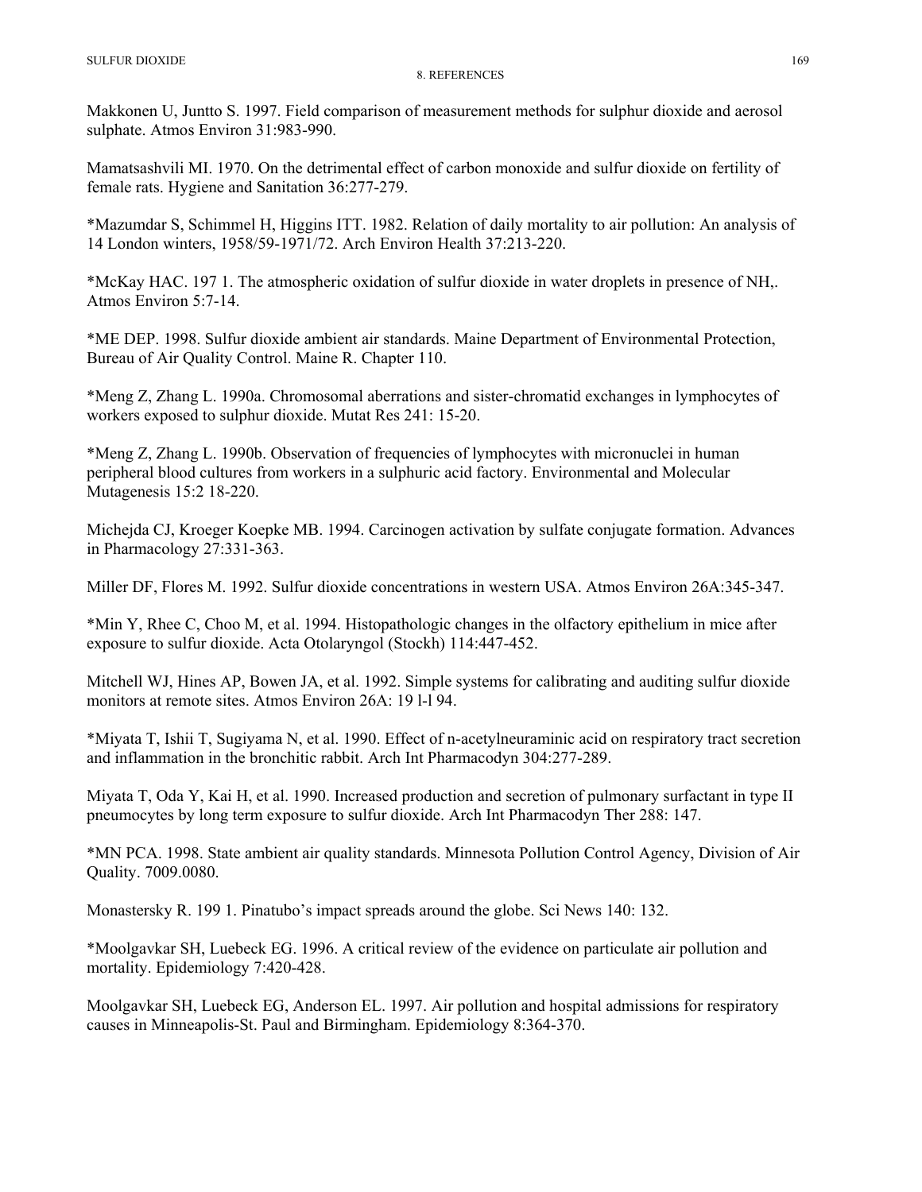Makkonen U, Juntto S. 1997. Field comparison of measurement methods for sulphur dioxide and aerosol sulphate. Atmos Environ 31:983-990.

Mamatsashvili MI. 1970. On the detrimental effect of carbon monoxide and sulfur dioxide on fertility of female rats. Hygiene and Sanitation 36:277-279.

*Mazumdar S, Schimmel H, Higgins ITT. 1982. Relation of daily mortality to air pollution: An analysis of 14 London winters, 1958/59-1971/72. Arch Environ Health 37:213-220.

*McKay HAC. 197 1. The atmospheric oxidation of sulfur dioxide in water droplets in presence of NH,. Atmos Environ 5:7-14.

*ME DEP. 1998. Sulfur dioxide ambient air standards. Maine Department of Environmental Protection, Bureau of Air Quality Control. Maine R. Chapter 110.

*Meng Z, Zhang L. 1990a. Chromosomal aberrations and sister-chromatid exchanges in lymphocytes of workers exposed to sulphur dioxide. Mutat Res 241: 15-20.

*Meng Z, Zhang L. 1990b. Observation of frequencies of lymphocytes with micronuclei in human peripheral blood cultures from workers in a sulphuric acid factory. Environmental and Molecular Mutagenesis 15:2 18-220.

Michejda CJ, Kroeger Koepke MB. 1994. Carcinogen activation by sulfate conjugate formation. Advances in Pharmacology 27:331-363.

Miller DF, Flores M. 1992. Sulfur dioxide concentrations in western USA. Atmos Environ 26A:345-347.

*Min Y, Rhee C, Choo M, et al. 1994. Histopathologic changes in the olfactory epithelium in mice after exposure to sulfur dioxide. Acta Otolaryngol (Stockh) 114:447-452.

Mitchell WJ, Hines AP, Bowen JA, et al. 1992. Simple systems for calibrating and auditing sulfur dioxide monitors at remote sites. Atmos Environ 26A: 19 l-l 94.

*Miyata T, Ishii T, Sugiyama N, et al. 1990. Effect of n-acetylneuraminic acid on respiratory tract secretion and inflammation in the bronchitic rabbit. Arch Int Pharmacodyn 304:277-289.

Miyata T, Oda Y, Kai H, et al. 1990. Increased production and secretion of pulmonary surfactant in type II pneumocytes by long term exposure to sulfur dioxide. Arch Int Pharmacodyn Ther 288: 147.

*MN PCA. 1998. State ambient air quality standards. Minnesota Pollution Control Agency, Division of Air Quality. 7009.0080.

Monastersky R. 199 1. Pinatubo's impact spreads around the globe. Sci News 140: 132.

*Moolgavkar SH, Luebeck EG. 1996. A critical review of the evidence on particulate air pollution and mortality. Epidemiology 7:420-428.

Moolgavkar SH, Luebeck EG, Anderson EL. 1997. Air pollution and hospital admissions for respiratory causes in Minneapolis-St. Paul and Birmingham. Epidemiology 8:364-370.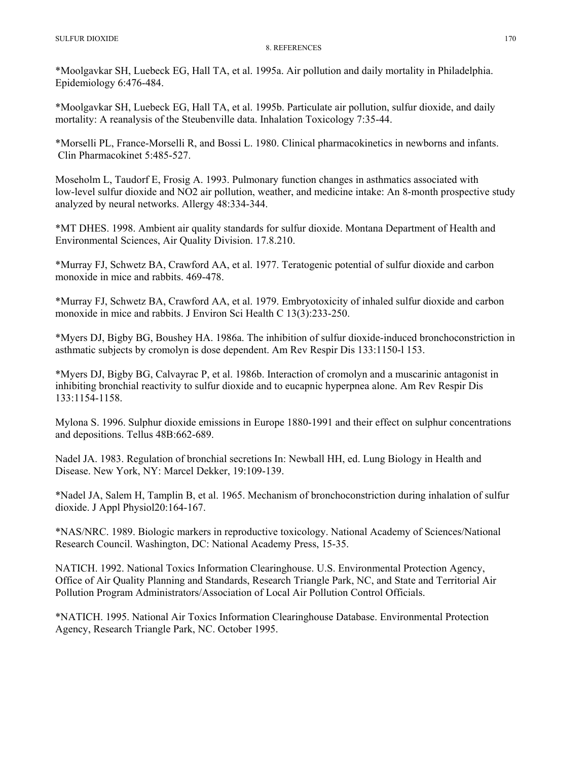*Moolgavkar SH, Luebeck EG, Hall TA, et al. 1995a. Air pollution and daily mortality in Philadelphia. Epidemiology 6:476-484.

*Moolgavkar SH, Luebeck EG, Hall TA, et al. 1995b. Particulate air pollution, sulfur dioxide, and daily mortality: A reanalysis of the Steubenville data. Inhalation Toxicology 7:35-44.

*Morselli PL, France-Morselli R, and Bossi L. 1980. Clinical pharmacokinetics in newborns and infants. Clin Pharmacokinet 5:485-527.

Moseholm L, Taudorf E, Frosig A. 1993. Pulmonary function changes in asthmatics associated with low-level sulfur dioxide and NO2 air pollution, weather, and medicine intake: An 8-month prospective study analyzed by neural networks. Allergy 48:334-344.

*MT DHES. 1998. Ambient air quality standards for sulfur dioxide. Montana Department of Health and Environmental Sciences, Air Quality Division. 17.8.210.

*Murray FJ, Schwetz BA, Crawford AA, et al. 1977. Teratogenic potential of sulfur dioxide and carbon monoxide in mice and rabbits. 469-478.

*Murray FJ, Schwetz BA, Crawford AA, et al. 1979. Embryotoxicity of inhaled sulfur dioxide and carbon monoxide in mice and rabbits. J Environ Sci Health C 13(3):233-250.

*Myers DJ, Bigby BG, Boushey HA. 1986a. The inhibition of sulfur dioxide-induced bronchoconstriction in asthmatic subjects by cromolyn is dose dependent. Am Rev Respir Dis 133:1150-l 153.

*Myers DJ, Bigby BG, Calvayrac P, et al. 1986b. Interaction of cromolyn and a muscarinic antagonist in inhibiting bronchial reactivity to sulfur dioxide and to eucapnic hyperpnea alone. Am Rev Respir Dis 133:1154-1158.

Mylona S. 1996. Sulphur dioxide emissions in Europe 1880-1991 and their effect on sulphur concentrations and depositions. Tellus 48B:662-689.

Nadel JA. 1983. Regulation of bronchial secretions In: Newball HH, ed. Lung Biology in Health and Disease. New York, NY: Marcel Dekker, 19:109-139.

*Nadel JA, Salem H, Tamplin B, et al. 1965. Mechanism of bronchoconstriction during inhalation of sulfur dioxide. J Appl Physiol20:164-167.

*NAS/NRC. 1989. Biologic markers in reproductive toxicology. National Academy of Sciences/National Research Council. Washington, DC: National Academy Press, 15-35.

NATICH. 1992. National Toxics Information Clearinghouse. U.S. Environmental Protection Agency, Office of Air Quality Planning and Standards, Research Triangle Park, NC, and State and Territorial Air Pollution Program Administrators/Association of Local Air Pollution Control Officials.

*NATICH. 1995. National Air Toxics Information Clearinghouse Database. Environmental Protection Agency, Research Triangle Park, NC. October 1995.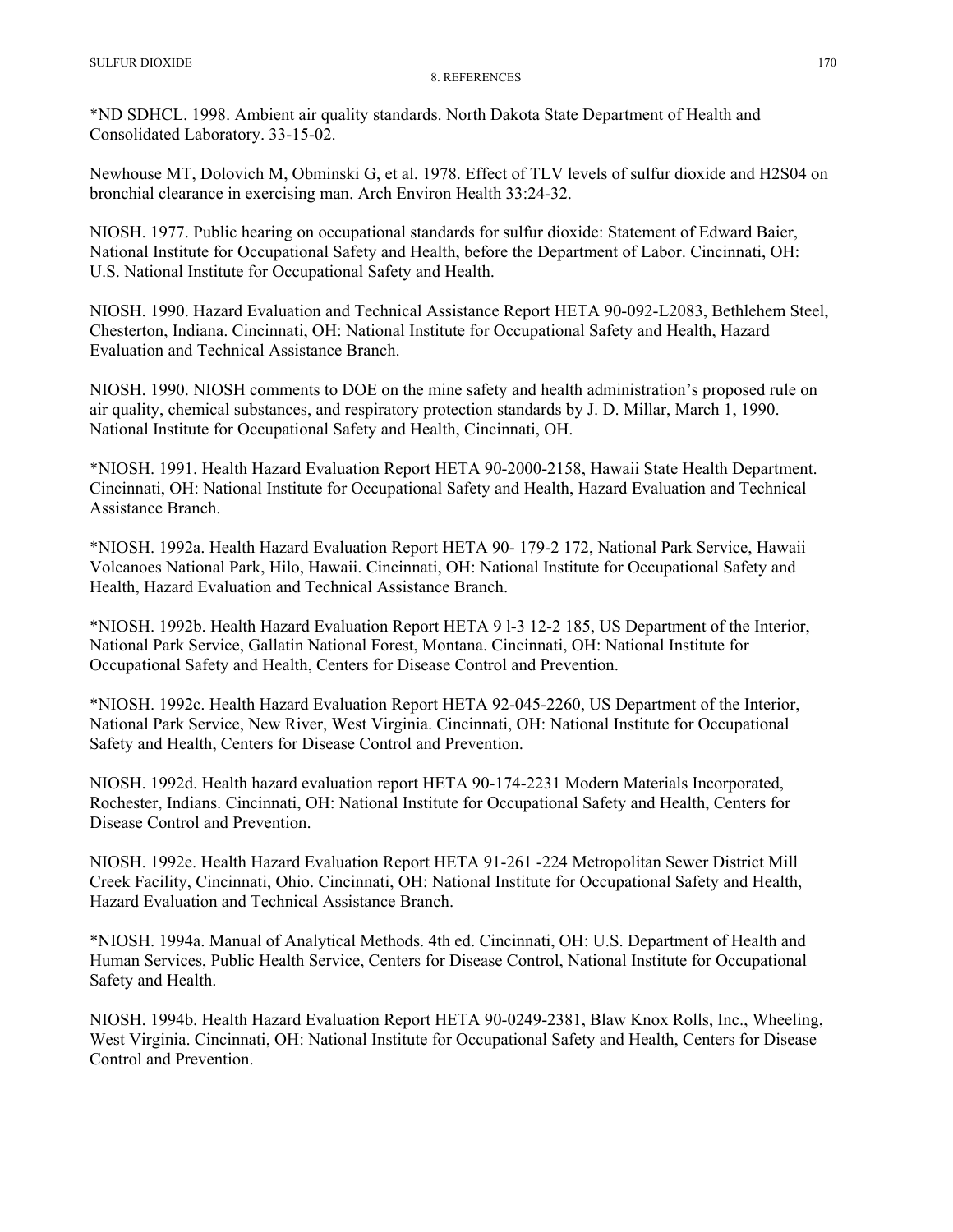*ND SDHCL. 1998. Ambient air quality standards. North Dakota State Department of Health and Consolidated Laboratory. 33-15-02.

Newhouse MT, Dolovich M, Obminski G, et al. 1978. Effect of TLV levels of sulfur dioxide and H2S04 on bronchial clearance in exercising man. Arch Environ Health 33:24-32.

NIOSH. 1977. Public hearing on occupational standards for sulfur dioxide: Statement of Edward Baier, National Institute for Occupational Safety and Health, before the Department of Labor. Cincinnati, OH: U.S. National Institute for Occupational Safety and Health.

NIOSH. 1990. Hazard Evaluation and Technical Assistance Report HETA 90-092-L2083, Bethlehem Steel, Chesterton, Indiana. Cincinnati, OH: National Institute for Occupational Safety and Health, Hazard Evaluation and Technical Assistance Branch.

NIOSH. 1990. NIOSH comments to DOE on the mine safety and health administration's proposed rule on air quality, chemical substances, and respiratory protection standards by J. D. Millar, March 1, 1990. National Institute for Occupational Safety and Health, Cincinnati, OH.

*NIOSH. 1991. Health Hazard Evaluation Report HETA 90-2000-2158, Hawaii State Health Department. Cincinnati, OH: National Institute for Occupational Safety and Health, Hazard Evaluation and Technical Assistance Branch.

*NIOSH. 1992a. Health Hazard Evaluation Report HETA 90- 179-2 172, National Park Service, Hawaii Volcanoes National Park, Hilo, Hawaii. Cincinnati, OH: National Institute for Occupational Safety and Health, Hazard Evaluation and Technical Assistance Branch.

*NIOSH. 1992b. Health Hazard Evaluation Report HETA 9 l-3 12-2 185, US Department of the Interior, National Park Service, Gallatin National Forest, Montana. Cincinnati, OH: National Institute for Occupational Safety and Health, Centers for Disease Control and Prevention.

*NIOSH. 1992c. Health Hazard Evaluation Report HETA 92-045-2260, US Department of the Interior, National Park Service, New River, West Virginia. Cincinnati, OH: National Institute for Occupational Safety and Health, Centers for Disease Control and Prevention.

NIOSH. 1992d. Health hazard evaluation report HETA 90-174-2231 Modern Materials Incorporated, Rochester, Indians. Cincinnati, OH: National Institute for Occupational Safety and Health, Centers for Disease Control and Prevention.

NIOSH. 1992e. Health Hazard Evaluation Report HETA 91-261 -224 Metropolitan Sewer District Mill Creek Facility, Cincinnati, Ohio. Cincinnati, OH: National Institute for Occupational Safety and Health, Hazard Evaluation and Technical Assistance Branch.

*NIOSH. 1994a. Manual of Analytical Methods. 4th ed. Cincinnati, OH: U.S. Department of Health and Human Services, Public Health Service, Centers for Disease Control, National Institute for Occupational Safety and Health.

NIOSH. 1994b. Health Hazard Evaluation Report HETA 90-0249-2381, Blaw Knox Rolls, Inc., Wheeling, West Virginia. Cincinnati, OH: National Institute for Occupational Safety and Health, Centers for Disease Control and Prevention.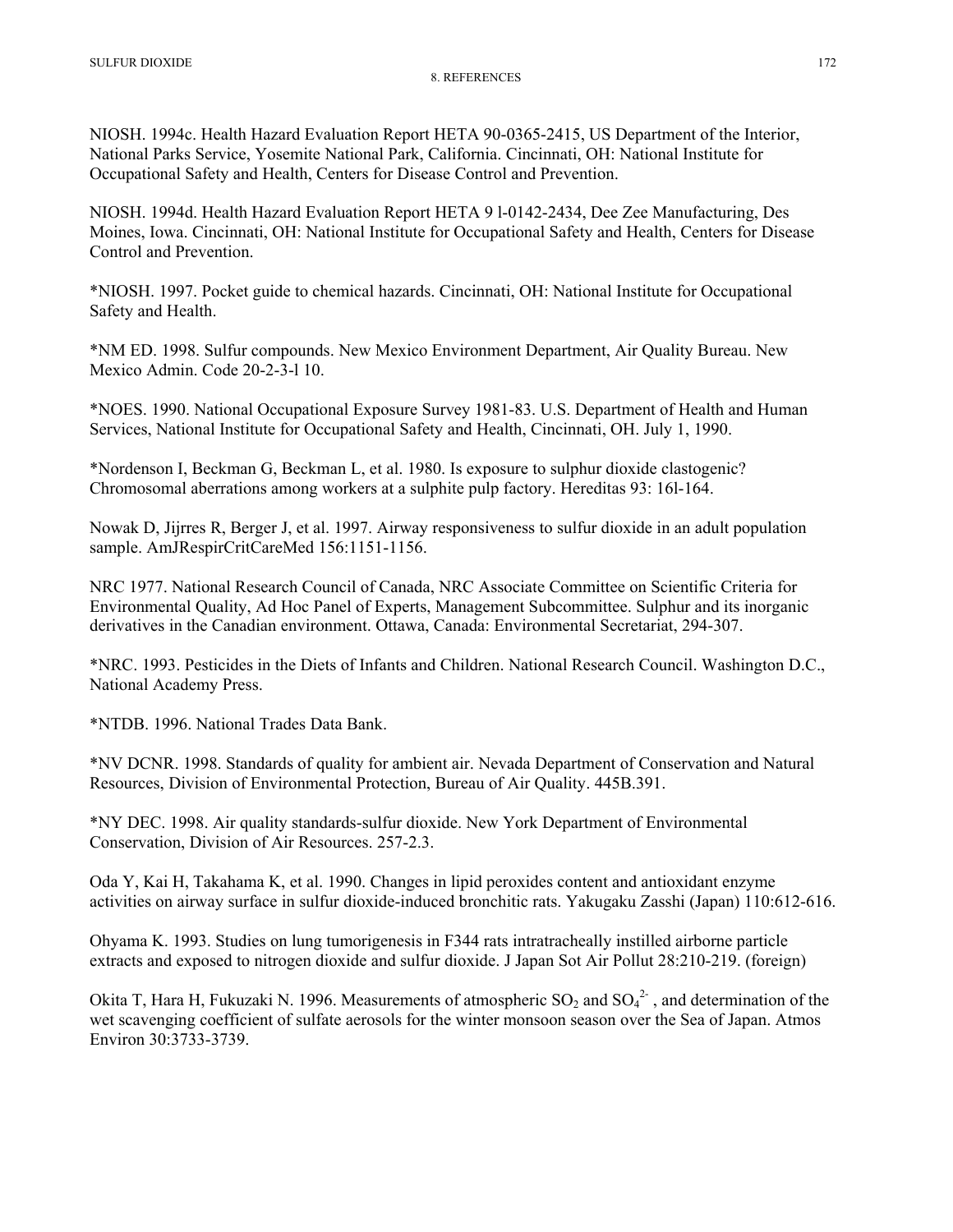NIOSH. 1994c. Health Hazard Evaluation Report HETA 90-0365-2415, US Department of the Interior, National Parks Service, Yosemite National Park, California. Cincinnati, OH: National Institute for Occupational Safety and Health, Centers for Disease Control and Prevention.

NIOSH. 1994d. Health Hazard Evaluation Report HETA 9 l-0142-2434, Dee Zee Manufacturing, Des Moines, Iowa. Cincinnati, OH: National Institute for Occupational Safety and Health, Centers for Disease Control and Prevention.

*NIOSH. 1997. Pocket guide to chemical hazards. Cincinnati, OH: National Institute for Occupational Safety and Health.

*NM ED. 1998. Sulfur compounds. New Mexico Environment Department, Air Quality Bureau. New Mexico Admin. Code 20-2-3-l 10.

*NOES. 1990. National Occupational Exposure Survey 1981-83. U.S. Department of Health and Human Services, National Institute for Occupational Safety and Health, Cincinnati, OH. July 1, 1990.

*Nordenson I, Beckman G, Beckman L, et al. 1980. Is exposure to sulphur dioxide clastogenic? Chromosomal aberrations among workers at a sulphite pulp factory. Hereditas 93: 16l-164.

Nowak D, Jijrres R, Berger J, et al. 1997. Airway responsiveness to sulfur dioxide in an adult population sample. AmJRespirCritCareMed 156:1151-1156.

NRC 1977. National Research Council of Canada, NRC Associate Committee on Scientific Criteria for Environmental Quality, Ad Hoc Panel of Experts, Management Subcommittee. Sulphur and its inorganic derivatives in the Canadian environment. Ottawa, Canada: Environmental Secretariat, 294-307.

*NRC. 1993. Pesticides in the Diets of Infants and Children. National Research Council. Washington D.C., National Academy Press.

*NTDB. 1996. National Trades Data Bank.

*NV DCNR. 1998. Standards of quality for ambient air. Nevada Department of Conservation and Natural Resources, Division of Environmental Protection, Bureau of Air Quality. 445B.391.

*NY DEC. 1998. Air quality standards-sulfur dioxide. New York Department of Environmental Conservation, Division of Air Resources. 257-2.3.

Oda Y, Kai H, Takahama K, et al. 1990. Changes in lipid peroxides content and antioxidant enzyme activities on airway surface in sulfur dioxide-induced bronchitic rats. Yakugaku Zasshi (Japan) 110:612-616.

Ohyama K. 1993. Studies on lung tumorigenesis in F344 rats intratracheally instilled airborne particle extracts and exposed to nitrogen dioxide and sulfur dioxide. J Japan Sot Air Pollut 28:210-219. (foreign)

Okita T, Hara H, Fukuzaki N. 1996. Measurements of atmospheric $SO_2$ and $SO_4^{2-}$, and determination of the wet scavenging coefficient of sulfate aerosols for the winter monsoon season over the Sea of Japan. Atmos Environ 30:3733-3739.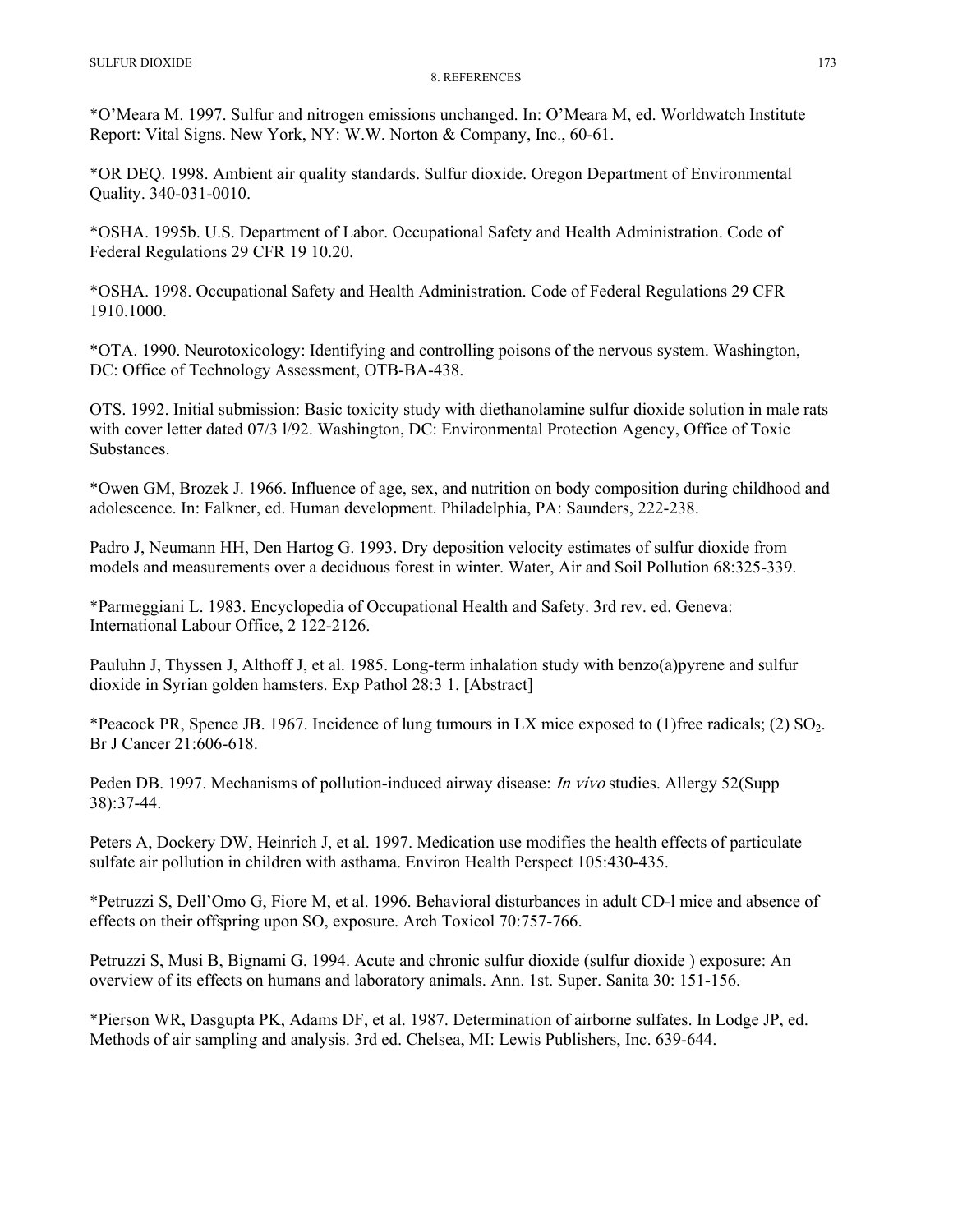*O'Meara M. 1997. Sulfur and nitrogen emissions unchanged. In: O'Meara M, ed. Worldwatch Institute Report: Vital Signs. New York, NY: W.W. Norton & Company, Inc., 60-61.

*OR DEQ. 1998. Ambient air quality standards. Sulfur dioxide. Oregon Department of Environmental Quality. 340-031-0010.

*OSHA. 1995b. U.S. Department of Labor. Occupational Safety and Health Administration. Code of Federal Regulations 29 CFR 19 10.20.

*OSHA. 1998. Occupational Safety and Health Administration. Code of Federal Regulations 29 CFR 1910.1000.

*OTA. 1990. Neurotoxicology: Identifying and controlling poisons of the nervous system. Washington, DC: Office of Technology Assessment, OTB-BA-438.

OTS. 1992. Initial submission: Basic toxicity study with diethanolamine sulfur dioxide solution in male rats with cover letter dated 07/3 l/92. Washington, DC: Environmental Protection Agency, Office of Toxic Substances.

*Owen GM, Brozek J. 1966. Influence of age, sex, and nutrition on body composition during childhood and adolescence. In: Falkner, ed. Human development. Philadelphia, PA: Saunders, 222-238.

Padro J, Neumann HH, Den Hartog G. 1993. Dry deposition velocity estimates of sulfur dioxide from models and measurements over a deciduous forest in winter. Water, Air and Soil Pollution 68:325-339.

*Parmeggiani L. 1983. Encyclopedia of Occupational Health and Safety. 3rd rev. ed. Geneva: International Labour Office, 2 122-2126.

Pauluhn J, Thyssen J, Althoff J, et al. 1985. Long-term inhalation study with benzo(a)pyrene and sulfur dioxide in Syrian golden hamsters. Exp Pathol 28:3 1. [Abstract]

*Peacock PR, Spence JB. 1967. Incidence of lung tumours in LX mice exposed to (1)free radicals; (2) $SO_2$. Br J Cancer 21:606-618.

Peden DB. 1997. Mechanisms of pollution-induced airway disease: *In vivo* studies. Allergy 52(Supp 38):37-44.

Peters A, Dockery DW, Heinrich J, et al. 1997. Medication use modifies the health effects of particulate sulfate air pollution in children with asthama. Environ Health Perspect 105:430-435.

*Petruzzi S, Dell'Omo G, Fiore M, et al. 1996. Behavioral disturbances in adult CD-l mice and absence of effects on their offspring upon SO, exposure. Arch Toxicol 70:757-766.

Petruzzi S, Musi B, Bignami G. 1994. Acute and chronic sulfur dioxide (sulfur dioxide ) exposure: An overview of its effects on humans and laboratory animals. Ann. 1st. Super. Sanita 30: 151-156.

*Pierson WR, Dasgupta PK, Adams DF, et al. 1987. Determination of airborne sulfates. In Lodge JP, ed. Methods of air sampling and analysis. 3rd ed. Chelsea, MI: Lewis Publishers, Inc. 639-644.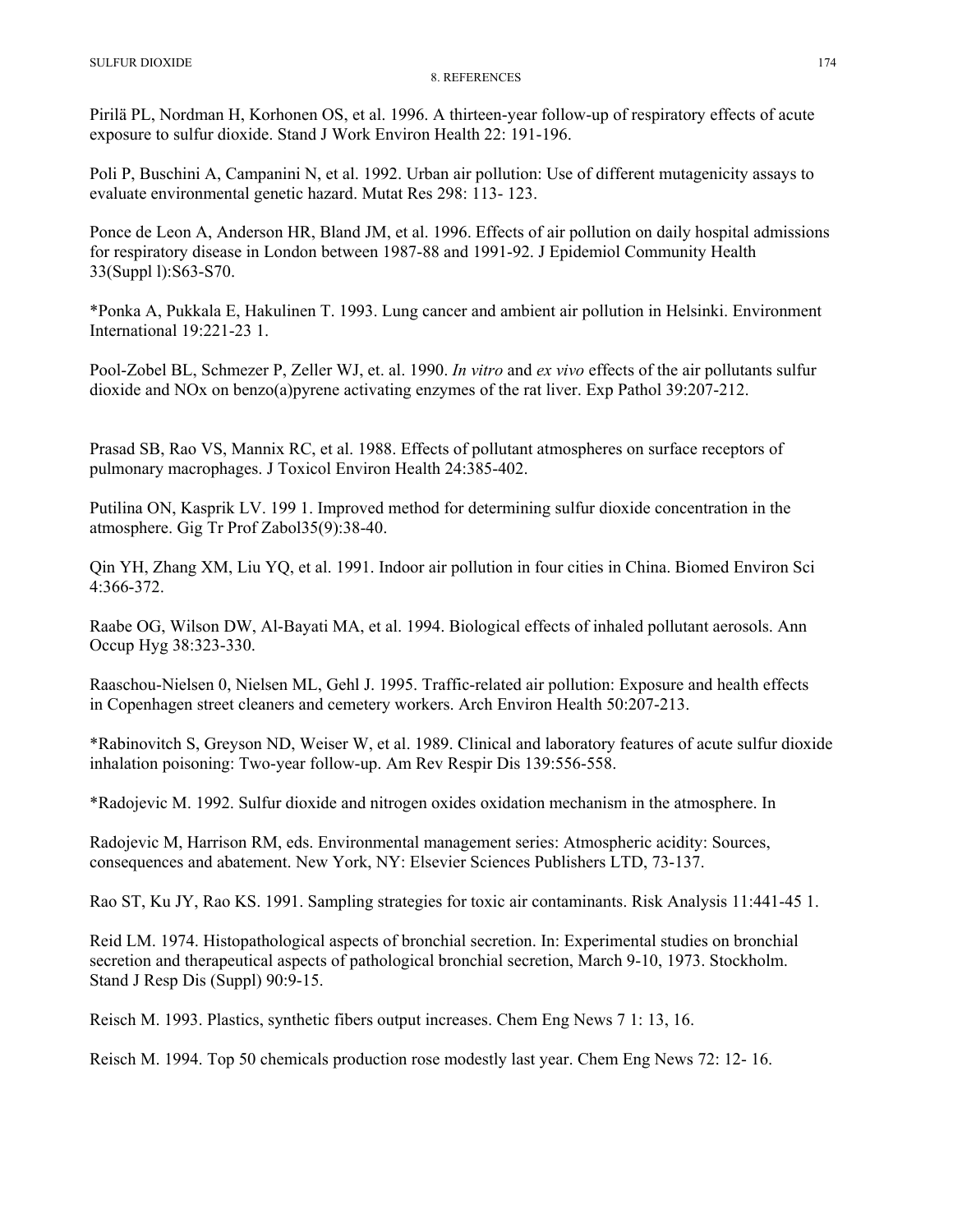Pirilä PL, Nordman H, Korhonen OS, et al. 1996. A thirteen-year follow-up of respiratory effects of acute exposure to sulfur dioxide. Stand J Work Environ Health 22: 191-196.

Poli P, Buschini A, Campanini N, et al. 1992. Urban air pollution: Use of different mutagenicity assays to evaluate environmental genetic hazard. Mutat Res 298: 113- 123.

Ponce de Leon A, Anderson HR, Bland JM, et al. 1996. Effects of air pollution on daily hospital admissions for respiratory disease in London between 1987-88 and 1991-92. J Epidemiol Community Health 33(Suppl l):S63-S70.

*Ponka A, Pukkala E, Hakulinen T. 1993. Lung cancer and ambient air pollution in Helsinki. Environment International 19:221-23 1.

Pool-Zobel BL, Schmezer P, Zeller WJ, et. al. 1990. *In vitro* and *ex vivo* effects of the air pollutants sulfur dioxide and NOx on benzo(a)pyrene activating enzymes of the rat liver. Exp Pathol 39:207-212.

Prasad SB, Rao VS, Mannix RC, et al. 1988. Effects of pollutant atmospheres on surface receptors of pulmonary macrophages. J Toxicol Environ Health 24:385-402.

Putilina ON, Kasprik LV. 199 1. Improved method for determining sulfur dioxide concentration in the atmosphere. Gig Tr Prof Zabol35(9):38-40.

Qin YH, Zhang XM, Liu YQ, et al. 1991. Indoor air pollution in four cities in China. Biomed Environ Sci 4:366-372.

Raabe OG, Wilson DW, Al-Bayati MA, et al. 1994. Biological effects of inhaled pollutant aerosols. Ann Occup Hyg 38:323-330.

Raaschou-Nielsen 0, Nielsen ML, Gehl J. 1995. Traffic-related air pollution: Exposure and health effects in Copenhagen street cleaners and cemetery workers. Arch Environ Health 50:207-213.

*Rabinovitch S, Greyson ND, Weiser W, et al. 1989. Clinical and laboratory features of acute sulfur dioxide inhalation poisoning: Two-year follow-up. Am Rev Respir Dis 139:556-558.

*Radojevic M. 1992. Sulfur dioxide and nitrogen oxides oxidation mechanism in the atmosphere. In

Radojevic M, Harrison RM, eds. Environmental management series: Atmospheric acidity: Sources, consequences and abatement. New York, NY: Elsevier Sciences Publishers LTD, 73-137.

Rao ST, Ku JY, Rao KS. 1991. Sampling strategies for toxic air contaminants. Risk Analysis 11:441-45 1.

Reid LM. 1974. Histopathological aspects of bronchial secretion. In: Experimental studies on bronchial secretion and therapeutical aspects of pathological bronchial secretion, March 9-10, 1973. Stockholm. Stand J Resp Dis (Suppl) 90:9-15.

Reisch M. 1993. Plastics, synthetic fibers output increases. Chem Eng News 7 1: 13, 16.

Reisch M. 1994. Top 50 chemicals production rose modestly last year. Chem Eng News 72: 12- 16.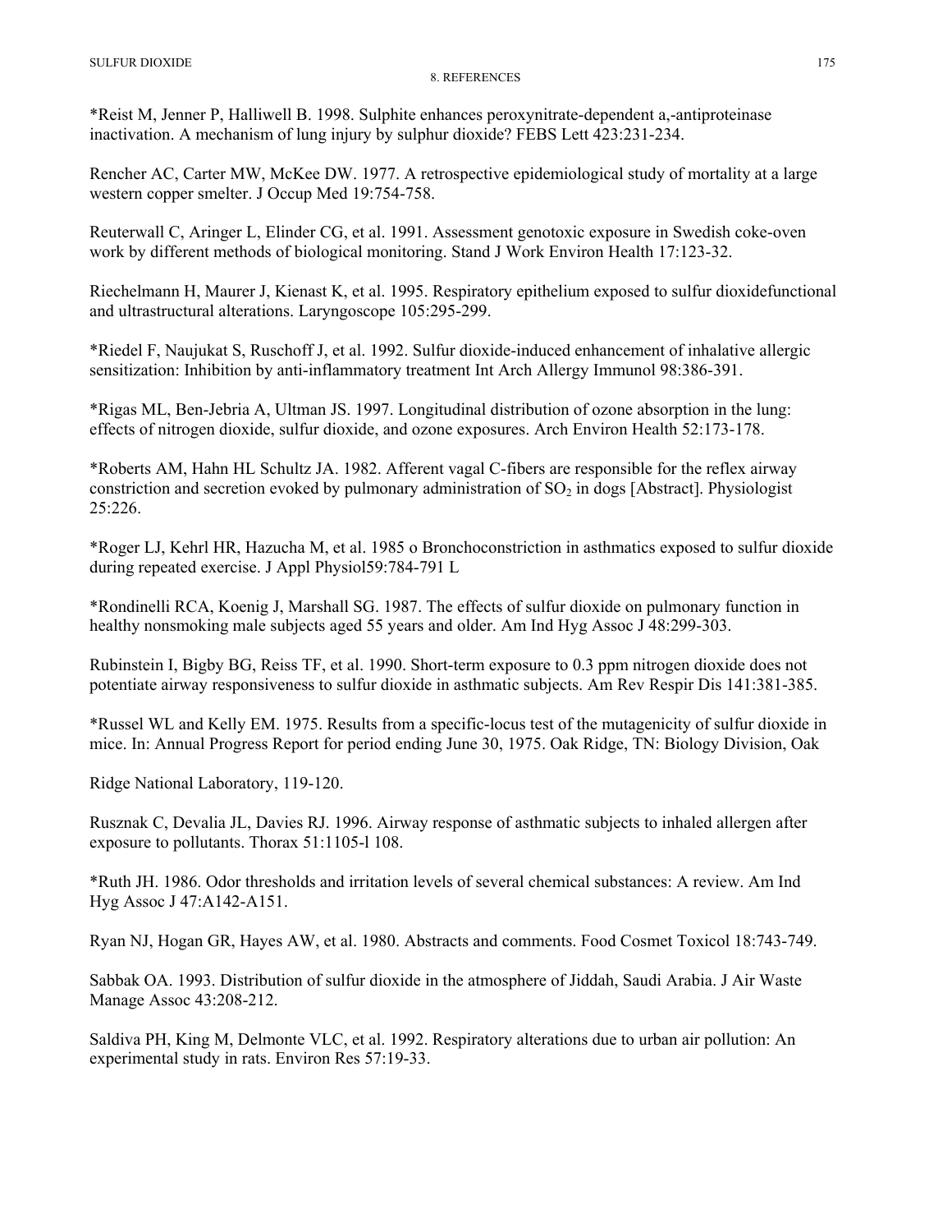*Reist M, Jenner P, Halliwell B. 1998. Sulphite enhances peroxynitrate-dependent a,-antiproteinase inactivation. A mechanism of lung injury by sulphur dioxide? FEBS Lett 423:231-234.

Rencher AC, Carter MW, McKee DW. 1977. A retrospective epidemiological study of mortality at a large western copper smelter. J Occup Med 19:754-758.

Reuterwall C, Aringer L, Elinder CG, et al. 1991. Assessment genotoxic exposure in Swedish coke-oven work by different methods of biological monitoring. Stand J Work Environ Health 17:123-32.

Riechelmann H, Maurer J, Kienast K, et al. 1995. Respiratory epithelium exposed to sulfur dioxidefunctional and ultrastructural alterations. Laryngoscope 105:295-299.

*Riedel F, Naujukat S, Ruschoff J, et al. 1992. Sulfur dioxide-induced enhancement of inhalative allergic sensitization: Inhibition by anti-inflammatory treatment Int Arch Allergy Immunol 98:386-391.

*Rigas ML, Ben-Jebria A, Ultman JS. 1997. Longitudinal distribution of ozone absorption in the lung: effects of nitrogen dioxide, sulfur dioxide, and ozone exposures. Arch Environ Health 52:173-178.

*Roberts AM, Hahn HL Schultz JA. 1982. Afferent vagal C-fibers are responsible for the reflex airway constriction and secretion evoked by pulmonary administration of $SO_2$ in dogs [Abstract]. Physiologist 25:226.

*Roger LJ, Kehrl HR, Hazucha M, et al. 1985 o Bronchoconstriction in asthmatics exposed to sulfur dioxide during repeated exercise. J Appl Physiol59:784-791 L

*Rondinelli RCA, Koenig J, Marshall SG. 1987. The effects of sulfur dioxide on pulmonary function in healthy nonsmoking male subjects aged 55 years and older. Am Ind Hyg Assoc J 48:299-303.

Rubinstein I, Bigby BG, Reiss TF, et al. 1990. Short-term exposure to 0.3 ppm nitrogen dioxide does not potentiate airway responsiveness to sulfur dioxide in asthmatic subjects. Am Rev Respir Dis 141:381-385.

*Russel WL and Kelly EM. 1975. Results from a specific-locus test of the mutagenicity of sulfur dioxide in mice. In: Annual Progress Report for period ending June 30, 1975. Oak Ridge, TN: Biology Division, Oak

Ridge National Laboratory, 119-120.

Rusznak C, Devalia JL, Davies RJ. 1996. Airway response of asthmatic subjects to inhaled allergen after exposure to pollutants. Thorax 51:1105-l 108.

*Ruth JH. 1986. Odor thresholds and irritation levels of several chemical substances: A review. Am Ind Hyg Assoc J 47:A142-A151.

Ryan NJ, Hogan GR, Hayes AW, et al. 1980. Abstracts and comments. Food Cosmet Toxicol 18:743-749.

Sabbak OA. 1993. Distribution of sulfur dioxide in the atmosphere of Jiddah, Saudi Arabia. J Air Waste Manage Assoc 43:208-212.

Saldiva PH, King M, Delmonte VLC, et al. 1992. Respiratory alterations due to urban air pollution: An experimental study in rats. Environ Res 57:19-33.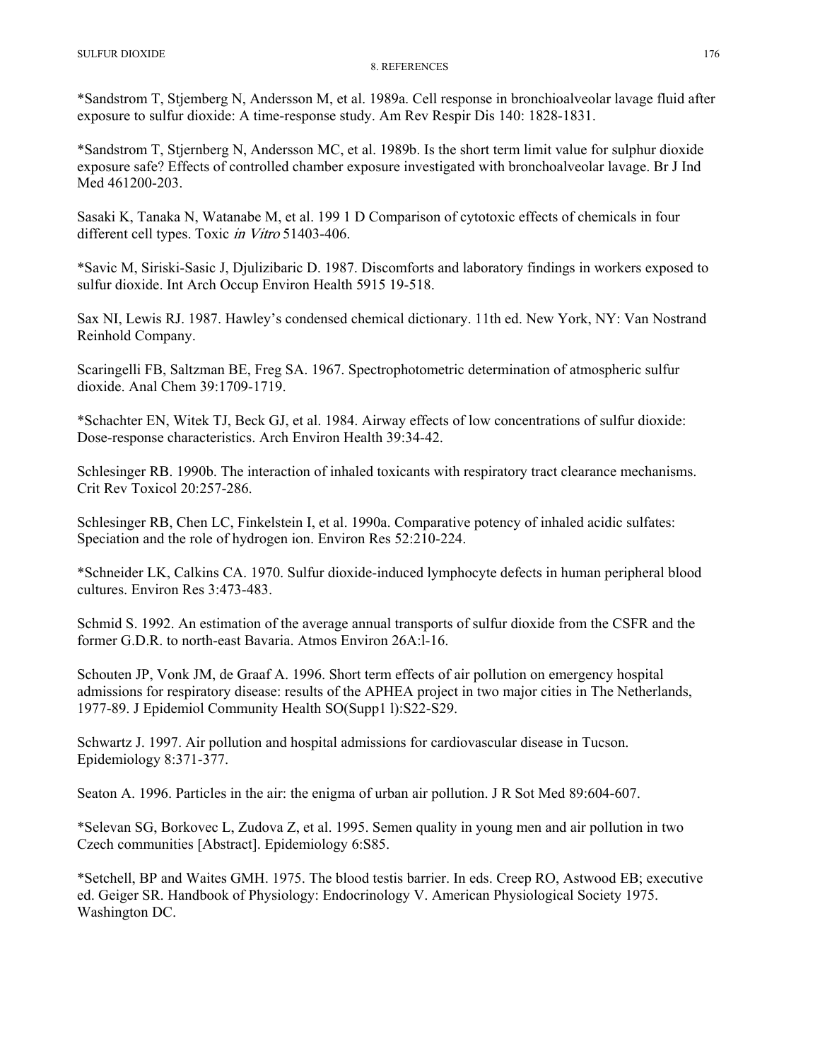*Sandstrom T, Stjemberg N, Andersson M, et al. 1989a. Cell response in bronchioalveolar lavage fluid after exposure to sulfur dioxide: A time-response study. Am Rev Respir Dis 140: 1828-1831.

*Sandstrom T, Stjernberg N, Andersson MC, et al. 1989b. Is the short term limit value for sulphur dioxide exposure safe? Effects of controlled chamber exposure investigated with bronchoalveolar lavage. Br J Ind Med 461200-203.

Sasaki K, Tanaka N, Watanabe M, et al. 199 1 D Comparison of cytotoxic effects of chemicals in four different cell types. Toxic *in Vitro* 51403-406.

*Savic M, Siriski-Sasic J, Djulizibaric D. 1987. Discomforts and laboratory findings in workers exposed to sulfur dioxide. Int Arch Occup Environ Health 5915 19-518.

Sax NI, Lewis RJ. 1987. Hawley's condensed chemical dictionary. 11th ed. New York, NY: Van Nostrand Reinhold Company.

Scaringelli FB, Saltzman BE, Freg SA. 1967. Spectrophotometric determination of atmospheric sulfur dioxide. Anal Chem 39:1709-1719.

*Schachter EN, Witek TJ, Beck GJ, et al. 1984. Airway effects of low concentrations of sulfur dioxide: Dose-response characteristics. Arch Environ Health 39:34-42.

Schlesinger RB. 1990b. The interaction of inhaled toxicants with respiratory tract clearance mechanisms. Crit Rev Toxicol 20:257-286.

Schlesinger RB, Chen LC, Finkelstein I, et al. 1990a. Comparative potency of inhaled acidic sulfates: Speciation and the role of hydrogen ion. Environ Res 52:210-224.

*Schneider LK, Calkins CA. 1970. Sulfur dioxide-induced lymphocyte defects in human peripheral blood cultures. Environ Res 3:473-483.

Schmid S. 1992. An estimation of the average annual transports of sulfur dioxide from the CSFR and the former G.D.R. to north-east Bavaria. Atmos Environ 26A:l-16.

Schouten JP, Vonk JM, de Graaf A. 1996. Short term effects of air pollution on emergency hospital admissions for respiratory disease: results of the APHEA project in two major cities in The Netherlands, 1977-89. J Epidemiol Community Health SO(Supp1 l):S22-S29.

Schwartz J. 1997. Air pollution and hospital admissions for cardiovascular disease in Tucson. Epidemiology 8:371-377.

Seaton A. 1996. Particles in the air: the enigma of urban air pollution. J R Sot Med 89:604-607.

*Selevan SG, Borkovec L, Zudova Z, et al. 1995. Semen quality in young men and air pollution in two Czech communities [Abstract]. Epidemiology 6:S85.

*Setchell, BP and Waites GMH. 1975. The blood testis barrier. In eds. Creep RO, Astwood EB; executive ed. Geiger SR. Handbook of Physiology: Endocrinology V. American Physiological Society 1975. Washington DC.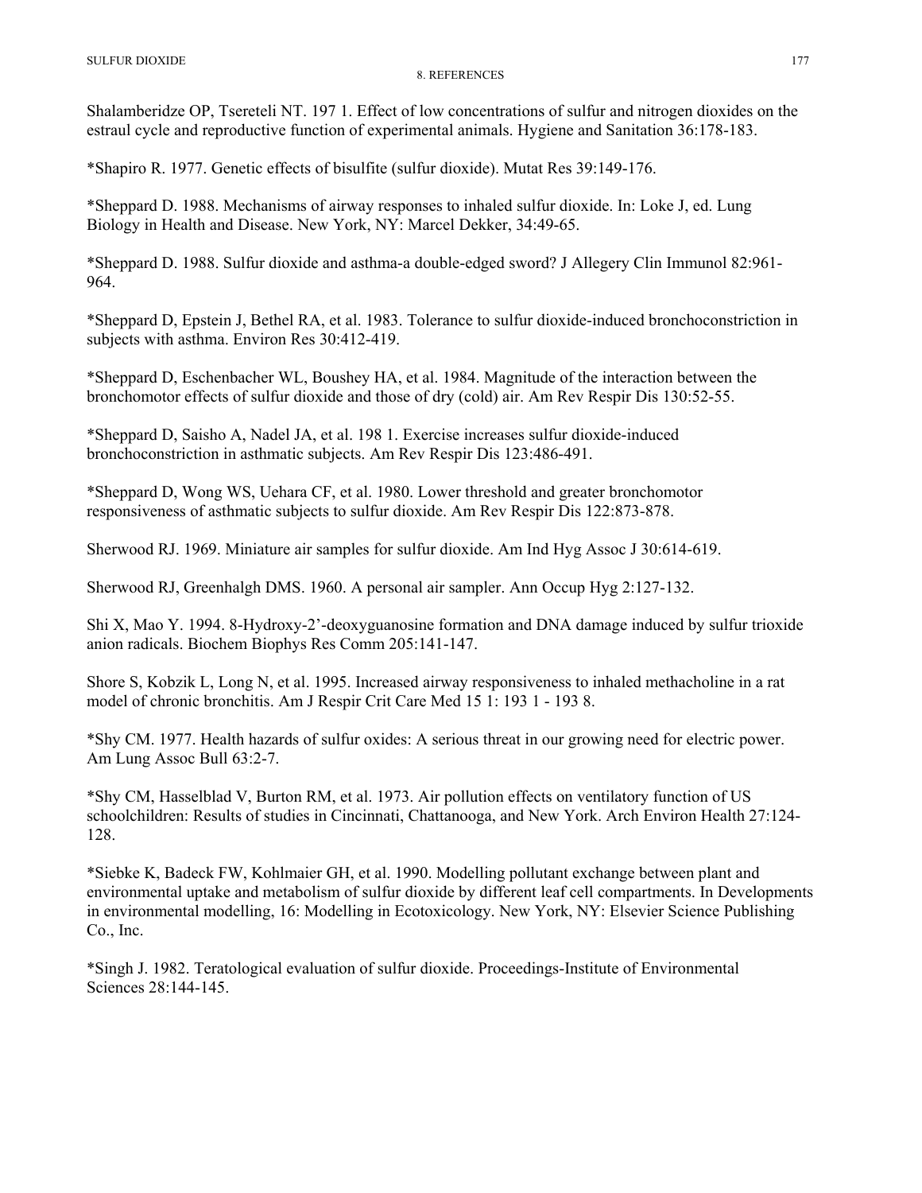Shalamberidze OP, Tsereteli NT. 197 1. Effect of low concentrations of sulfur and nitrogen dioxides on the estraul cycle and reproductive function of experimental animals. Hygiene and Sanitation 36:178-183.

*Shapiro R. 1977. Genetic effects of bisulfite (sulfur dioxide). Mutat Res 39:149-176.

*Sheppard D. 1988. Mechanisms of airway responses to inhaled sulfur dioxide. In: Loke J, ed. Lung Biology in Health and Disease. New York, NY: Marcel Dekker, 34:49-65.

*Sheppard D. 1988. Sulfur dioxide and asthma-a double-edged sword? J Allegery Clin Immunol 82:961-964.

*Sheppard D, Epstein J, Bethel RA, et al. 1983. Tolerance to sulfur dioxide-induced bronchoconstriction in subjects with asthma. Environ Res 30:412-419.

*Sheppard D, Eschenbacher WL, Boushey HA, et al. 1984. Magnitude of the interaction between the bronchomotor effects of sulfur dioxide and those of dry (cold) air. Am Rev Respir Dis 130:52-55.

*Sheppard D, Saisho A, Nadel JA, et al. 198 1. Exercise increases sulfur dioxide-induced bronchoconstriction in asthmatic subjects. Am Rev Respir Dis 123:486-491.

*Sheppard D, Wong WS, Uehara CF, et al. 1980. Lower threshold and greater bronchomotor responsiveness of asthmatic subjects to sulfur dioxide. Am Rev Respir Dis 122:873-878.

Sherwood RJ. 1969. Miniature air samples for sulfur dioxide. Am Ind Hyg Assoc J 30:614-619.

Sherwood RJ, Greenhalgh DMS. 1960. A personal air sampler. Ann Occup Hyg 2:127-132.

Shi X, Mao Y. 1994. 8-Hydroxy-2'-deoxyguanosine formation and DNA damage induced by sulfur trioxide anion radicals. Biochem Biophys Res Comm 205:141-147.

Shore S, Kobzik L, Long N, et al. 1995. Increased airway responsiveness to inhaled methacholine in a rat model of chronic bronchitis. Am J Respir Crit Care Med 15 1: 193 1 - 193 8.

*Shy CM. 1977. Health hazards of sulfur oxides: A serious threat in our growing need for electric power. Am Lung Assoc Bull 63:2-7.

*Shy CM, Hasselblad V, Burton RM, et al. 1973. Air pollution effects on ventilatory function of US schoolchildren: Results of studies in Cincinnati, Chattanooga, and New York. Arch Environ Health 27:124-128.

*Siebke K, Badeck FW, Kohlmaier GH, et al. 1990. Modelling pollutant exchange between plant and environmental uptake and metabolism of sulfur dioxide by different leaf cell compartments. In Developments in environmental modelling, 16: Modelling in Ecotoxicology. New York, NY: Elsevier Science Publishing Co., Inc.

*Singh J. 1982. Teratological evaluation of sulfur dioxide. Proceedings-Institute of Environmental Sciences 28:144-145.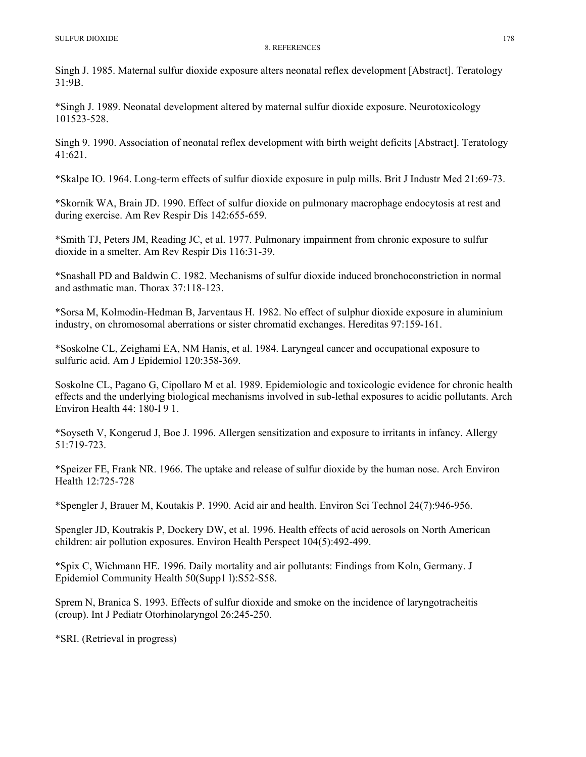Singh J. 1985. Maternal sulfur dioxide exposure alters neonatal reflex development [Abstract]. Teratology 31:9B.

*Singh J. 1989. Neonatal development altered by maternal sulfur dioxide exposure. Neurotoxicology 101523-528.

Singh 9. 1990. Association of neonatal reflex development with birth weight deficits [Abstract]. Teratology 41:621.

*Skalpe IO. 1964. Long-term effects of sulfur dioxide exposure in pulp mills. Brit J Industr Med 21:69-73.

*Skornik WA, Brain JD. 1990. Effect of sulfur dioxide on pulmonary macrophage endocytosis at rest and during exercise. Am Rev Respir Dis 142:655-659.

*Smith TJ, Peters JM, Reading JC, et al. 1977. Pulmonary impairment from chronic exposure to sulfur dioxide in a smelter. Am Rev Respir Dis 116:31-39.

*Snashall PD and Baldwin C. 1982. Mechanisms of sulfur dioxide induced bronchoconstriction in normal and asthmatic man. Thorax 37:118-123.

*Sorsa M, Kolmodin-Hedman B, Jarventaus H. 1982. No effect of sulphur dioxide exposure in aluminium industry, on chromosomal aberrations or sister chromatid exchanges. Hereditas 97:159-161.

*Soskolne CL, Zeighami EA, NM Hanis, et al. 1984. Laryngeal cancer and occupational exposure to sulfuric acid. Am J Epidemiol 120:358-369.

Soskolne CL, Pagano G, Cipollaro M et al. 1989. Epidemiologic and toxicologic evidence for chronic health effects and the underlying biological mechanisms involved in sub-lethal exposures to acidic pollutants. Arch Environ Health 44: 180-l 9 1.

*Soyseth V, Kongerud J, Boe J. 1996. Allergen sensitization and exposure to irritants in infancy. Allergy 51:719-723.

*Speizer FE, Frank NR. 1966. The uptake and release of sulfur dioxide by the human nose. Arch Environ Health 12:725-728

*Spengler J, Brauer M, Koutakis P. 1990. Acid air and health. Environ Sci Technol 24(7):946-956.

Spengler JD, Koutrakis P, Dockery DW, et al. 1996. Health effects of acid aerosols on North American children: air pollution exposures. Environ Health Perspect 104(5):492-499.

*Spix C, Wichmann HE. 1996. Daily mortality and air pollutants: Findings from Koln, Germany. J Epidemiol Community Health 50(Supp1 l):S52-S58.

Sprem N, Branica S. 1993. Effects of sulfur dioxide and smoke on the incidence of laryngotracheitis (croup). Int J Pediatr Otorhinolaryngol 26:245-250.

*SRI. (Retrieval in progress)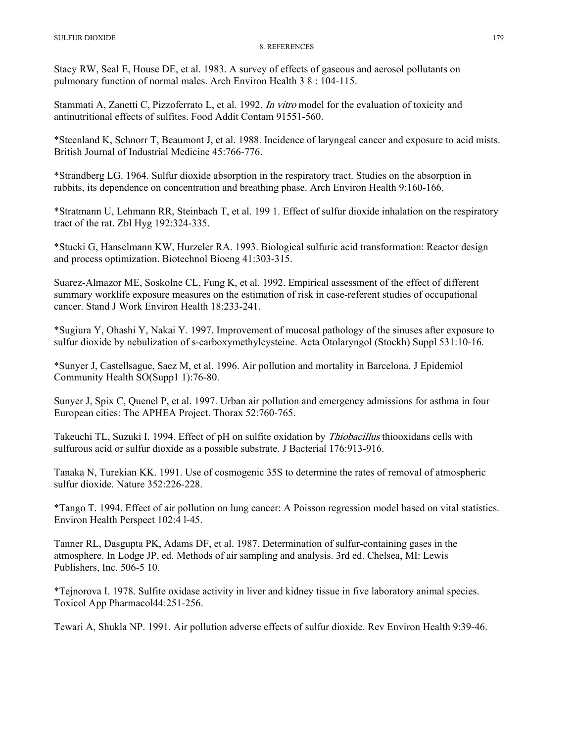Stacy RW, Seal E, House DE, et al. 1983. A survey of effects of gaseous and aerosol pollutants on pulmonary function of normal males. Arch Environ Health 3 8 : 104-115.

Stammati A, Zanetti C, Pizzoferrato L, et al. 1992. *In vitro* model for the evaluation of toxicity and antinutritional effects of sulfites. Food Addit Contam 91551-560.

*Steenland K, Schnorr T, Beaumont J, et al. 1988. Incidence of laryngeal cancer and exposure to acid mists. British Journal of Industrial Medicine 45:766-776.

*Strandberg LG. 1964. Sulfur dioxide absorption in the respiratory tract. Studies on the absorption in rabbits, its dependence on concentration and breathing phase. Arch Environ Health 9:160-166.

*Stratmann U, Lehmann RR, Steinbach T, et al. 199 1. Effect of sulfur dioxide inhalation on the respiratory tract of the rat. Zbl Hyg 192:324-335.

*Stucki G, Hanselmann KW, Hurzeler RA. 1993. Biological sulfuric acid transformation: Reactor design and process optimization. Biotechnol Bioeng 41:303-315.

Suarez-Almazor ME, Soskolne CL, Fung K, et al. 1992. Empirical assessment of the effect of different summary worklife exposure measures on the estimation of risk in case-referent studies of occupational cancer. Stand J Work Environ Health 18:233-241.

*Sugiura Y, Ohashi Y, Nakai Y. 1997. Improvement of mucosal pathology of the sinuses after exposure to sulfur dioxide by nebulization of s-carboxymethylcysteine. Acta Otolaryngol (Stockh) Suppl 531:10-16.

*Sunyer J, Castellsague, Saez M, et al. 1996. Air pollution and mortality in Barcelona. J Epidemiol Community Health SO(Supp1 1):76-80.

Sunyer J, Spix C, Quenel P, et al. 1997. Urban air pollution and emergency admissions for asthma in four European cities: The APHEA Project. Thorax 52:760-765.

Takeuchi TL, Suzuki I. 1994. Effect of pH on sulfite oxidation by *Thiobacillus* thiooxidans cells with sulfurous acid or sulfur dioxide as a possible substrate. J Bacterial 176:913-916.

Tanaka N, Turekian KK. 1991. Use of cosmogenic 35S to determine the rates of removal of atmospheric sulfur dioxide. Nature 352:226-228.

*Tango T. 1994. Effect of air pollution on lung cancer: A Poisson regression model based on vital statistics. Environ Health Perspect 102:4 l-45.

Tanner RL, Dasgupta PK, Adams DF, et al. 1987. Determination of sulfur-containing gases in the atmosphere. In Lodge JP, ed. Methods of air sampling and analysis. 3rd ed. Chelsea, MI: Lewis Publishers, Inc. 506-5 10.

*Tejnorova I. 1978. Sulfite oxidase activity in liver and kidney tissue in five laboratory animal species. Toxicol App Pharmacol44:251-256.

Tewari A, Shukla NP. 1991. Air pollution adverse effects of sulfur dioxide. Rev Environ Health 9:39-46.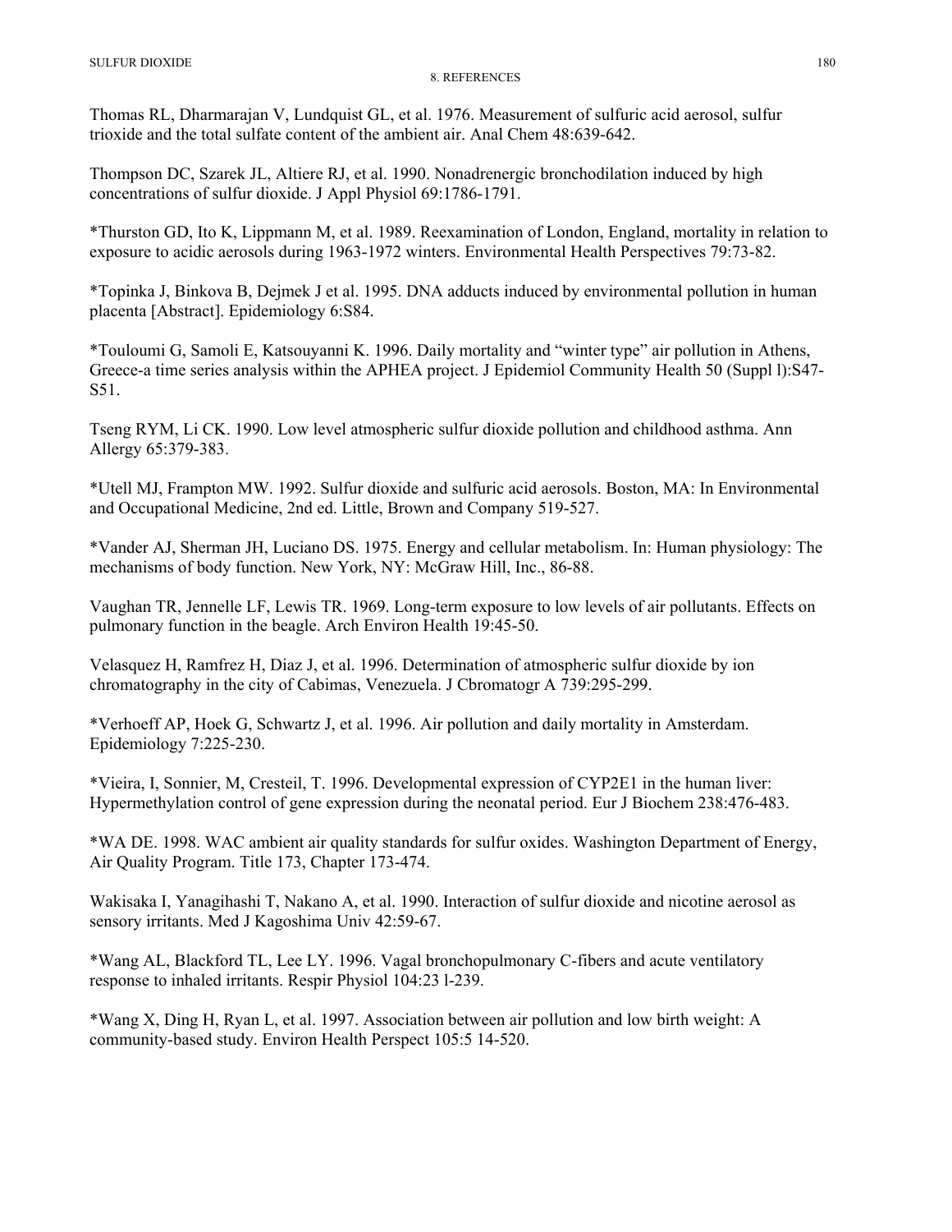Thomas RL, Dharmarajan V, Lundquist GL, et al. 1976. Measurement of sulfuric acid aerosol, sulfur trioxide and the total sulfate content of the ambient air. Anal Chem 48:639-642.

Thompson DC, Szarek JL, Altiere RJ, et al. 1990. Nonadrenergic bronchodilation induced by high concentrations of sulfur dioxide. J Appl Physiol 69:1786-1791.

*Thurston GD, Ito K, Lippmann M, et al. 1989. Reexamination of London, England, mortality in relation to exposure to acidic aerosols during 1963-1972 winters. Environmental Health Perspectives 79:73-82.

*Topinka J, Binkova B, Dejmek J et al. 1995. DNA adducts induced by environmental pollution in human placenta [Abstract]. Epidemiology 6:S84.

*Touloumi G, Samoli E, Katsouyanni K. 1996. Daily mortality and "winter type" air pollution in Athens, Greece-a time series analysis within the APHEA project. J Epidemiol Community Health 50 (Suppl l):S47-S51.

Tseng RYM, Li CK. 1990. Low level atmospheric sulfur dioxide pollution and childhood asthma. Ann Allergy 65:379-383.

*Utell MJ, Frampton MW. 1992. Sulfur dioxide and sulfuric acid aerosols. Boston, MA: In Environmental and Occupational Medicine, 2nd ed. Little, Brown and Company 519-527.

*Vander AJ, Sherman JH, Luciano DS. 1975. Energy and cellular metabolism. In: Human physiology: The mechanisms of body function. New York, NY: McGraw Hill, Inc., 86-88.

Vaughan TR, Jennelle LF, Lewis TR. 1969. Long-term exposure to low levels of air pollutants. Effects on pulmonary function in the beagle. Arch Environ Health 19:45-50.

Velasquez H, Ramfrez H, Diaz J, et al. 1996. Determination of atmospheric sulfur dioxide by ion chromatography in the city of Cabimas, Venezuela. J Cbromatogr A 739:295-299.

*Verhoeff AP, Hoek G, Schwartz J, et al. 1996. Air pollution and daily mortality in Amsterdam. Epidemiology 7:225-230.

*Vieira, I, Sonnier, M, Cresteil, T. 1996. Developmental expression of CYP2E1 in the human liver: Hypermethylation control of gene expression during the neonatal period. Eur J Biochem 238:476-483.

*WA DE. 1998. WAC ambient air quality standards for sulfur oxides. Washington Department of Energy, Air Quality Program. Title 173, Chapter 173-474.

Wakisaka I, Yanagihashi T, Nakano A, et al. 1990. Interaction of sulfur dioxide and nicotine aerosol as sensory irritants. Med J Kagoshima Univ 42:59-67.

*Wang AL, Blackford TL, Lee LY. 1996. Vagal bronchopulmonary C-fibers and acute ventilatory response to inhaled irritants. Respir Physiol 104:23 l-239.

*Wang X, Ding H, Ryan L, et al. 1997. Association between air pollution and low birth weight: A community-based study. Environ Health Perspect 105:5 14-520.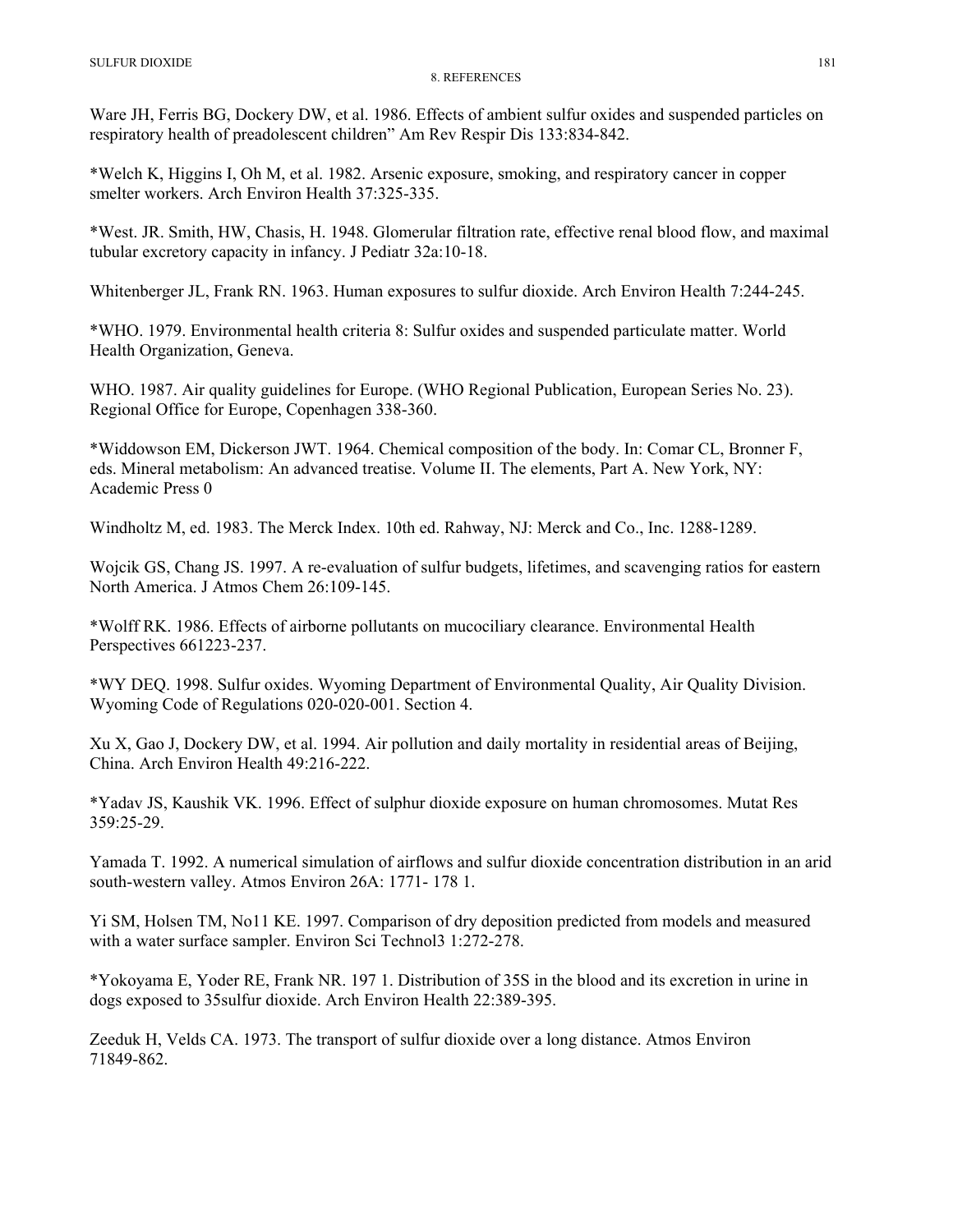Ware JH, Ferris BG, Dockery DW, et al. 1986. Effects of ambient sulfur oxides and suspended particles on respiratory health of preadolescent children" Am Rev Respir Dis 133:834-842.

*Welch K, Higgins I, Oh M, et al. 1982. Arsenic exposure, smoking, and respiratory cancer in copper smelter workers. Arch Environ Health 37:325-335.

*West. JR. Smith, HW, Chasis, H. 1948. Glomerular filtration rate, effective renal blood flow, and maximal tubular excretory capacity in infancy. J Pediatr 32a:10-18.

Whitenberger JL, Frank RN. 1963. Human exposures to sulfur dioxide. Arch Environ Health 7:244-245.

*WHO. 1979. Environmental health criteria 8: Sulfur oxides and suspended particulate matter. World Health Organization, Geneva.

WHO. 1987. Air quality guidelines for Europe. (WHO Regional Publication, European Series No. 23). Regional Office for Europe, Copenhagen 338-360.

*Widdowson EM, Dickerson JWT. 1964. Chemical composition of the body. In: Comar CL, Bronner F, eds. Mineral metabolism: An advanced treatise. Volume II. The elements, Part A. New York, NY: Academic Press 0

Windholtz M, ed. 1983. The Merck Index. 10th ed. Rahway, NJ: Merck and Co., Inc. 1288-1289.

Wojcik GS, Chang JS. 1997. A re-evaluation of sulfur budgets, lifetimes, and scavenging ratios for eastern North America. J Atmos Chem 26:109-145.

*Wolff RK. 1986. Effects of airborne pollutants on mucociliary clearance. Environmental Health Perspectives 661223-237.

*WY DEQ. 1998. Sulfur oxides. Wyoming Department of Environmental Quality, Air Quality Division. Wyoming Code of Regulations 020-020-001. Section 4.

Xu X, Gao J, Dockery DW, et al. 1994. Air pollution and daily mortality in residential areas of Beijing, China. Arch Environ Health 49:216-222.

*Yadav JS, Kaushik VK. 1996. Effect of sulphur dioxide exposure on human chromosomes. Mutat Res 359:25-29.

Yamada T. 1992. A numerical simulation of airflows and sulfur dioxide concentration distribution in an arid south-western valley. Atmos Environ 26A: 1771- 178 1.

Yi SM, Holsen TM, No11 KE. 1997. Comparison of dry deposition predicted from models and measured with a water surface sampler. Environ Sci Technol3 1:272-278.

*Yokoyama E, Yoder RE, Frank NR. 197 1. Distribution of 35S in the blood and its excretion in urine in dogs exposed to 35sulfur dioxide. Arch Environ Health 22:389-395.

Zeeduk H, Velds CA. 1973. The transport of sulfur dioxide over a long distance. Atmos Environ 71849-862.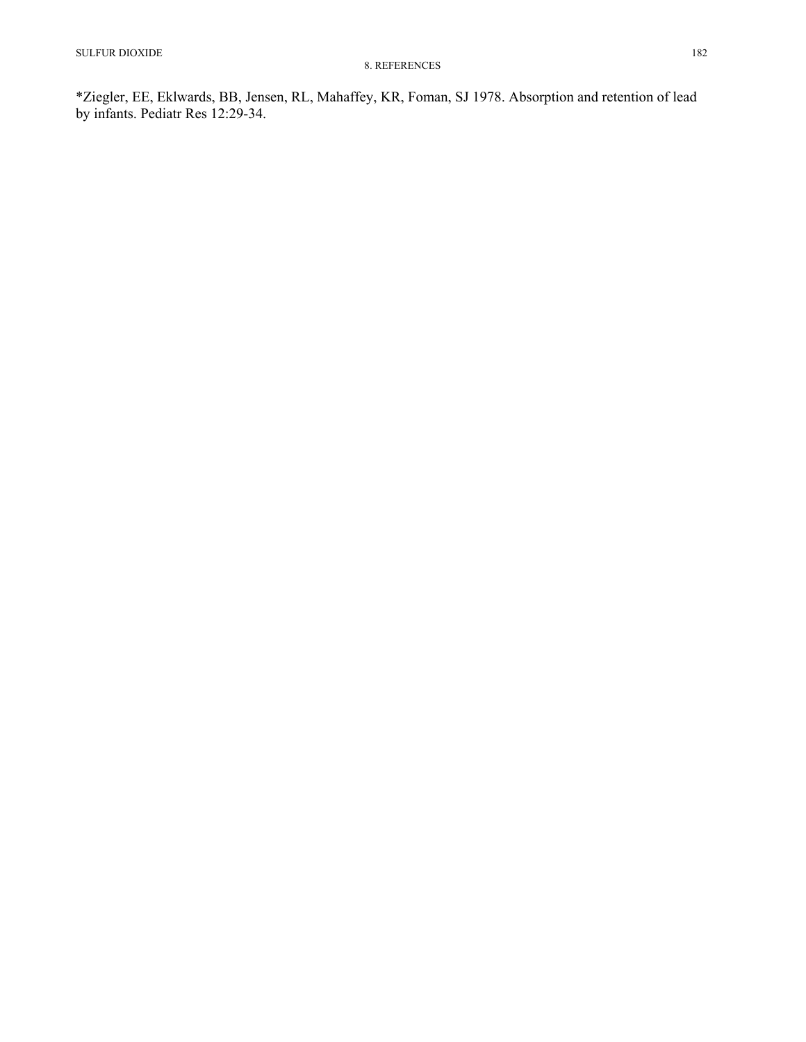*Ziegler, EE, Eklwards, BB, Jensen, RL, Mahaffey, KR, Foman, SJ 1978. Absorption and retention of lead by infants. Pediatr Res 12:29-34.